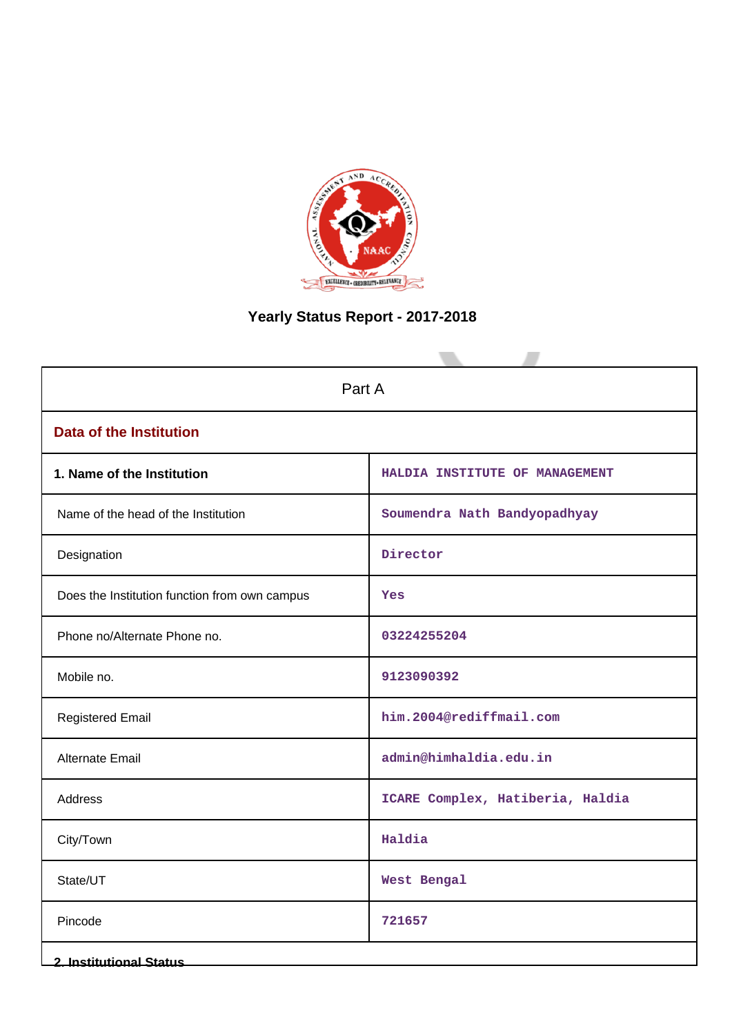# Yearly Status Report - 2017-2018

| Part A | |
|---|---|
| **Data of the Institution** | |
| **1. Name of the Institution** | HALDIA INSTITUTE OF MANAGEMENT |
| Name of the head of the Institution | Soumendra Nath Bandyopadhyay |
| Designation | Director |
| Does the Institution function from own campus | Yes |
| Phone no/Alternate Phone no. | 03224255204 |
| Mobile no. | 9123090392 |
| Registered Email | him.2004@rediffmail.com |
| Alternate Email | admin@himhaldia.edu.in |
| Address | ICARE Complex, Hatiberia, Haldia |
| City/Town | Haldia |
| State/UT | West Bengal |
| Pincode | 721657 |

**2. Institutional Status**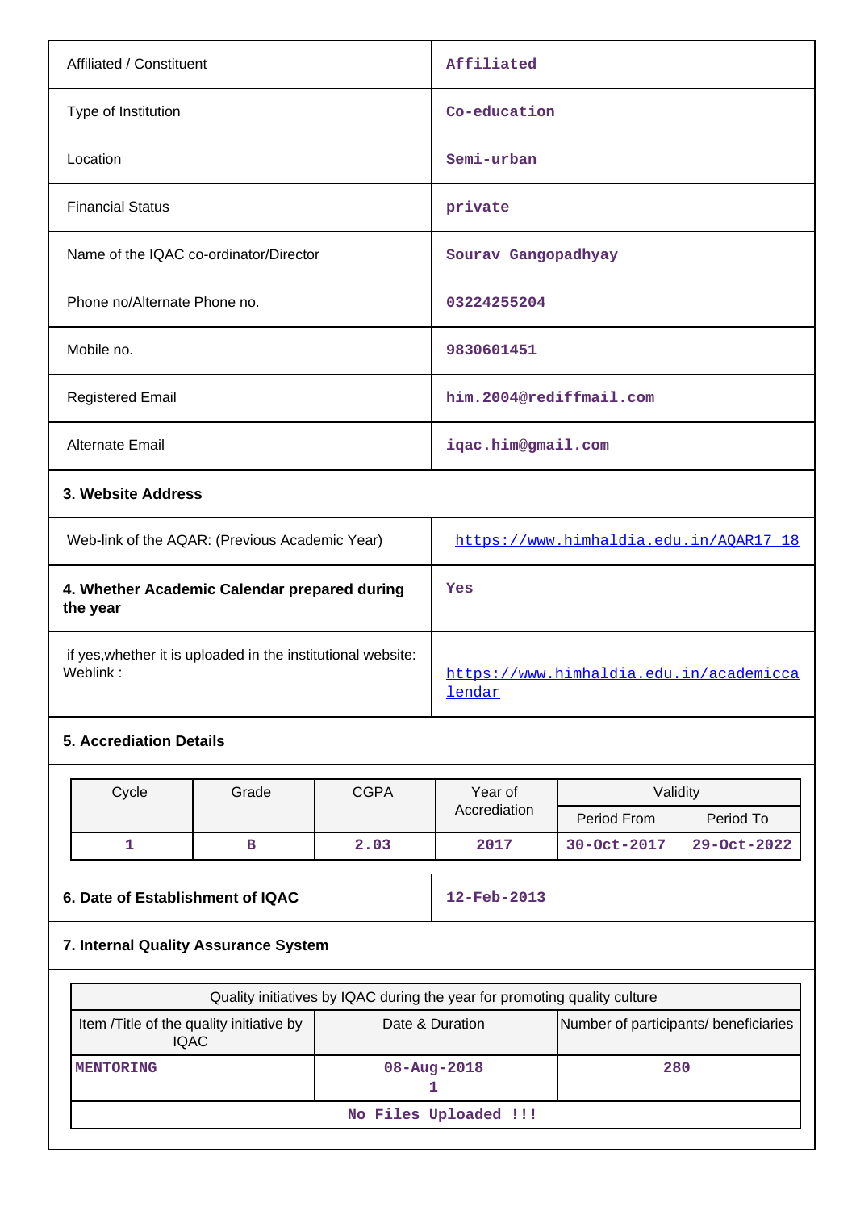| | |
|---|---|
| Affiliated / Constituent | Affiliated |
| Type of Institution | Co-education |
| Location | Semi-urban |
| Financial Status | private |
| Name of the IQAC co-ordinator/Director | Sourav Gangopadhyay |
| Phone no/Alternate Phone no. | 03224255204 |
| Mobile no. | 9830601451 |
| Registered Email | him.2004@rediffmail.com |
| Alternate Email | iqac.him@gmail.com |

**3. Website Address**

| | |
|---|---|
| Web-link of the AQAR: (Previous Academic Year) | https://www.himhaldia.edu.in/AQAR17_18 |
| **4. Whether Academic Calendar prepared during the year** | Yes |
| if yes,whether it is uploaded in the institutional website: Weblink : | https://www.himhaldia.edu.in/academiccalendar |

**5. Accrediation Details**

| Cycle | Grade | CGPA | Year of Accrediation | Validity | |
|---|---|---|---|---|---|
| | | | | Period From | Period To |
| 1 | B | 2.03 | 2017 | 30-Oct-2017 | 29-Oct-2022 |

| | |
|---|---|
| **6. Date of Establishment of IQAC** | 12-Feb-2013 |

**7. Internal Quality Assurance System**

| Quality initiatives by IQAC during the year for promoting quality culture | | |
|---|---|---|
| Item /Title of the quality initiative by IQAC | Date & Duration | Number of participants/ beneficiaries |
| MENTORING | 08-Aug-2018 1 | 280 |
| No Files Uploaded !!! | | |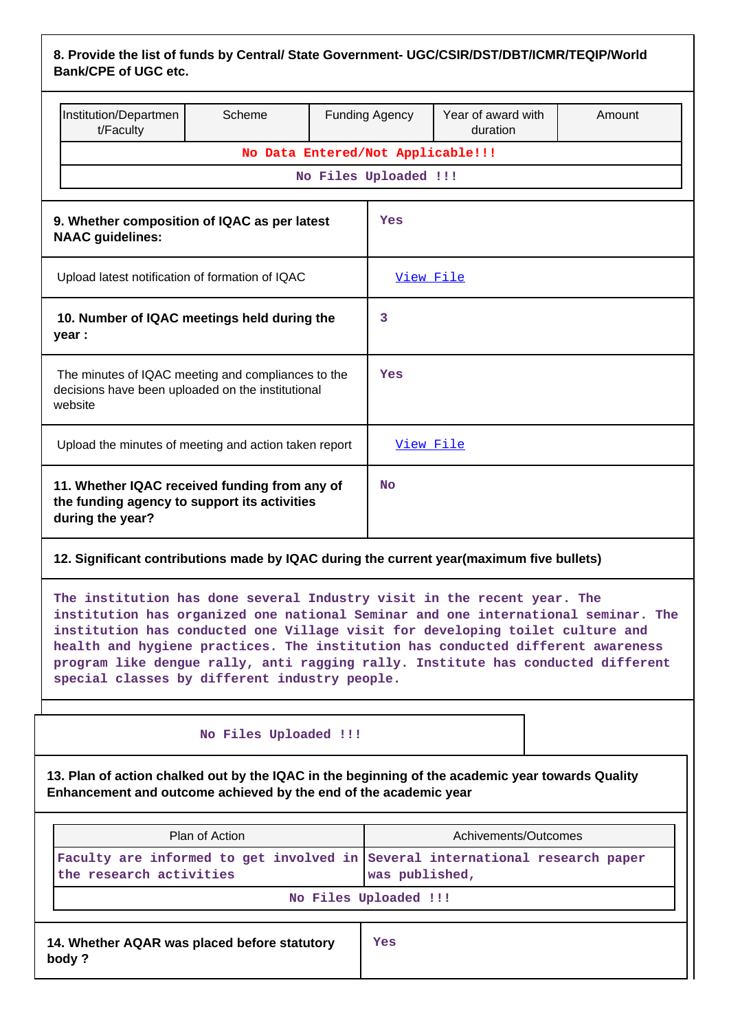**8. Provide the list of funds by Central/ State Government- UGC/CSIR/DST/DBT/ICMR/TEQIP/World Bank/CPE of UGC etc.**

| Institution/Department/Faculty | Scheme | Funding Agency | Year of award with duration | Amount |
|---|---|---|---|---|
| No Data Entered/Not Applicable!!! | | | | |
| No Files Uploaded !!! | | | | |

| | |
|---|---|
| **9. Whether composition of IQAC as per latest NAAC guidelines:** | Yes |
| Upload latest notification of formation of IQAC | View File |
| **10. Number of IQAC meetings held during the year :** | 3 |
| The minutes of IQAC meeting and compliances to the decisions have been uploaded on the institutional website | Yes |
| Upload the minutes of meeting and action taken report | View File |
| **11. Whether IQAC received funding from any of the funding agency to support its activities during the year?** | No |

**12. Significant contributions made by IQAC during the current year(maximum five bullets)**

The institution has done several Industry visit in the recent year. The institution has organized one national Seminar and one international seminar. The institution has conducted one Village visit for developing toilet culture and health and hygiene practices. The institution has conducted different awareness program like dengue rally, anti ragging rally. Institute has conducted different special classes by different industry people.

No Files Uploaded !!!

**13. Plan of action chalked out by the IQAC in the beginning of the academic year towards Quality Enhancement and outcome achieved by the end of the academic year**

| Plan of Action | Achivements/Outcomes |
|---|---|
| Faculty are informed to get involved in the research activities | Several international research paper was published, |
| No Files Uploaded !!! | |

| | |
|---|---|
| **14. Whether AQAR was placed before statutory body ?** | Yes |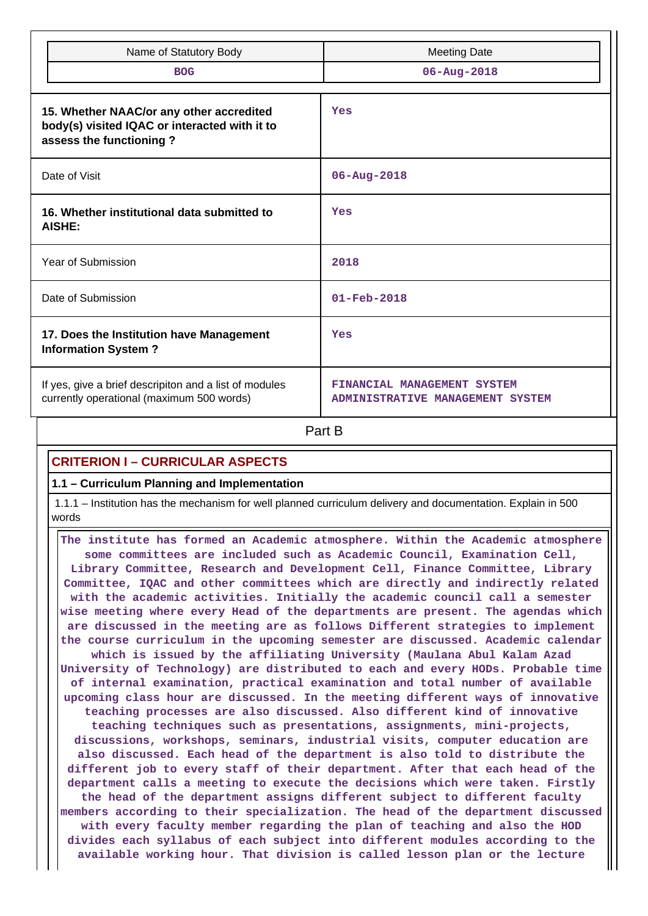| Name of Statutory Body | Meeting Date |
|---|---|
| BOG | 06-Aug-2018 |

| | |
|---|---|
| **15. Whether NAAC/or any other accredited body(s) visited IQAC or interacted with it to assess the functioning ?** | Yes |
| Date of Visit | 06-Aug-2018 |
| **16. Whether institutional data submitted to AISHE:** | Yes |
| Year of Submission | 2018 |
| Date of Submission | 01-Feb-2018 |
| **17. Does the Institution have Management Information System ?** | Yes |
| If yes, give a brief descripiton and a list of modules currently operational (maximum 500 words) | FINANCIAL MANAGEMENT SYSTEM ADMINISTRATIVE MANAGEMENT SYSTEM |

## Part B

### CRITERION I – CURRICULAR ASPECTS

**1.1 – Curriculum Planning and Implementation**

1.1.1 – Institution has the mechanism for well planned curriculum delivery and documentation. Explain in 500 words

The institute has formed an Academic atmosphere. Within the Academic atmosphere some committees are included such as Academic Council, Examination Cell, Library Committee, Research and Development Cell, Finance Committee, Library Committee, IQAC and other committees which are directly and indirectly related with the academic activities. Initially the academic council call a semester wise meeting where every Head of the departments are present. The agendas which are discussed in the meeting are as follows Different strategies to implement the course curriculum in the upcoming semester are discussed. Academic calendar which is issued by the affiliating University (Maulana Abul Kalam Azad University of Technology) are distributed to each and every HODs. Probable time of internal examination, practical examination and total number of available upcoming class hour are discussed. In the meeting different ways of innovative teaching processes are also discussed. Also different kind of innovative teaching techniques such as presentations, assignments, mini-projects, discussions, workshops, seminars, industrial visits, computer education are also discussed. Each head of the department is also told to distribute the different job to every staff of their department. After that each head of the department calls a meeting to execute the decisions which were taken. Firstly the head of the department assigns different subject to different faculty members according to their specialization. The head of the department discussed with every faculty member regarding the plan of teaching and also the HOD divides each syllabus of each subject into different modules according to the available working hour. That division is called lesson plan or the lecture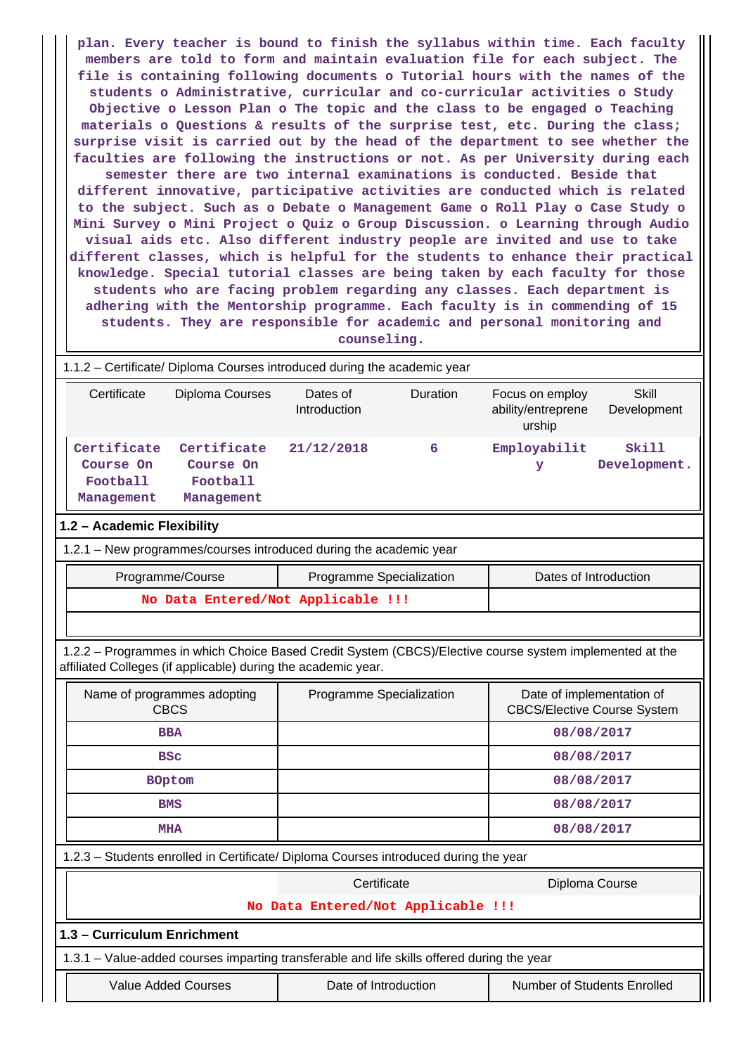plan. Every teacher is bound to finish the syllabus within time. Each faculty members are told to form and maintain evaluation file for each subject. The file is containing following documents o Tutorial hours with the names of the students o Administrative, curricular and co-curricular activities o Study Objective o Lesson Plan o The topic and the class to be engaged o Teaching materials o Questions & results of the surprise test, etc. During the class; surprise visit is carried out by the head of the department to see whether the faculties are following the instructions or not. As per University during each semester there are two internal examinations is conducted. Beside that different innovative, participative activities are conducted which is related to the subject. Such as o Debate o Management Game o Roll Play o Case Study o Mini Survey o Mini Project o Quiz o Group Discussion. o Learning through Audio visual aids etc. Also different industry people are invited and use to take different classes, which is helpful for the students to enhance their practical knowledge. Special tutorial classes are being taken by each faculty for those students who are facing problem regarding any classes. Each department is adhering with the Mentorship programme. Each faculty is in commending of 15 students. They are responsible for academic and personal monitoring and counseling.

1.1.2 – Certificate/ Diploma Courses introduced during the academic year

| Certificate | Diploma Courses | Dates of Introduction | Duration | Focus on employ ability/entrepreneurship | Skill Development |
|---|---|---|---|---|---|
| Certificate Course On Football Management | Certificate Course On Football Management | 21/12/2018 | 6 | Employability | Skill Development. |

## 1.2 – Academic Flexibility

1.2.1 – New programmes/courses introduced during the academic year

| Programme/Course | Programme Specialization | Dates of Introduction |
|---|---|---|
| No Data Entered/Not Applicable !!! | | |

1.2.2 – Programmes in which Choice Based Credit System (CBCS)/Elective course system implemented at the affiliated Colleges (if applicable) during the academic year.

| Name of programmes adopting CBCS | Programme Specialization | Date of implementation of CBCS/Elective Course System |
|---|---|---|
| BBA | | 08/08/2017 |
| BSc | | 08/08/2017 |
| BOptom | | 08/08/2017 |
| BMS | | 08/08/2017 |
| MHA | | 08/08/2017 |

1.2.3 – Students enrolled in Certificate/ Diploma Courses introduced during the year

| | Certificate | Diploma Course |
|---|---|---|
| No Data Entered/Not Applicable !!! | | |

## 1.3 – Curriculum Enrichment

1.3.1 – Value-added courses imparting transferable and life skills offered during the year

| Value Added Courses | Date of Introduction | Number of Students Enrolled |
|---|---|---|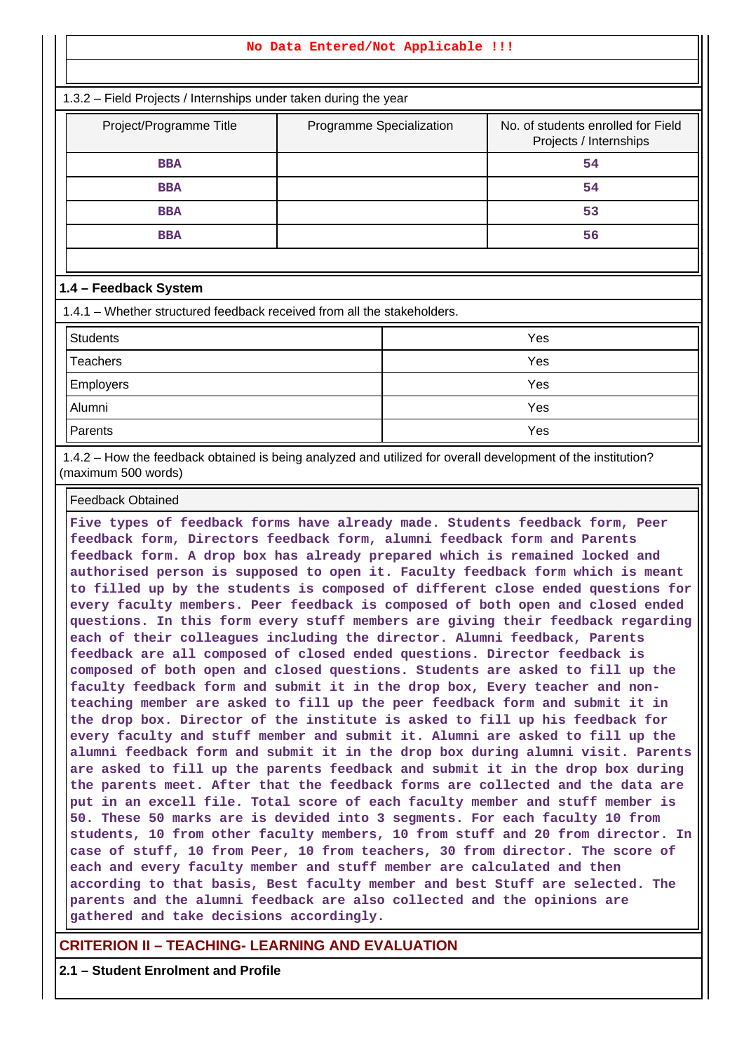**No Data Entered/Not Applicable !!!**

1.3.2 – Field Projects / Internships under taken during the year

| Project/Programme Title | Programme Specialization | No. of students enrolled for Field Projects / Internships |
|---|---|---|
| BBA | | 54 |
| BBA | | 54 |
| BBA | | 53 |
| BBA | | 56 |

**1.4 – Feedback System**

1.4.1 – Whether structured feedback received from all the stakeholders.

| | |
|---|---|
| Students | Yes |
| Teachers | Yes |
| Employers | Yes |
| Alumni | Yes |
| Parents | Yes |

1.4.2 – How the feedback obtained is being analyzed and utilized for overall development of the institution? (maximum 500 words)

Feedback Obtained

Five types of feedback forms have already made. Students feedback form, Peer feedback form, Directors feedback form, alumni feedback form and Parents feedback form. A drop box has already prepared which is remained locked and authorised person is supposed to open it. Faculty feedback form which is meant to filled up by the students is composed of different close ended questions for every faculty members. Peer feedback is composed of both open and closed ended questions. In this form every stuff members are giving their feedback regarding each of their colleagues including the director. Alumni feedback, Parents feedback are all composed of closed ended questions. Director feedback is composed of both open and closed questions. Students are asked to fill up the faculty feedback form and submit it in the drop box, Every teacher and non-teaching member are asked to fill up the peer feedback form and submit it in the drop box. Director of the institute is asked to fill up his feedback for every faculty and stuff member and submit it. Alumni are asked to fill up the alumni feedback form and submit it in the drop box during alumni visit. Parents are asked to fill up the parents feedback and submit it in the drop box during the parents meet. After that the feedback forms are collected and the data are put in an excell file. Total score of each faculty member and stuff member is 50. These 50 marks are is devided into 3 segments. For each faculty 10 from students, 10 from other faculty members, 10 from stuff and 20 from director. In case of stuff, 10 from Peer, 10 from teachers, 30 from director. The score of each and every faculty member and stuff member are calculated and then according to that basis, Best faculty member and best Stuff are selected. The parents and the alumni feedback are also collected and the opinions are gathered and take decisions accordingly.

## CRITERION II – TEACHING- LEARNING AND EVALUATION

**2.1 – Student Enrolment and Profile**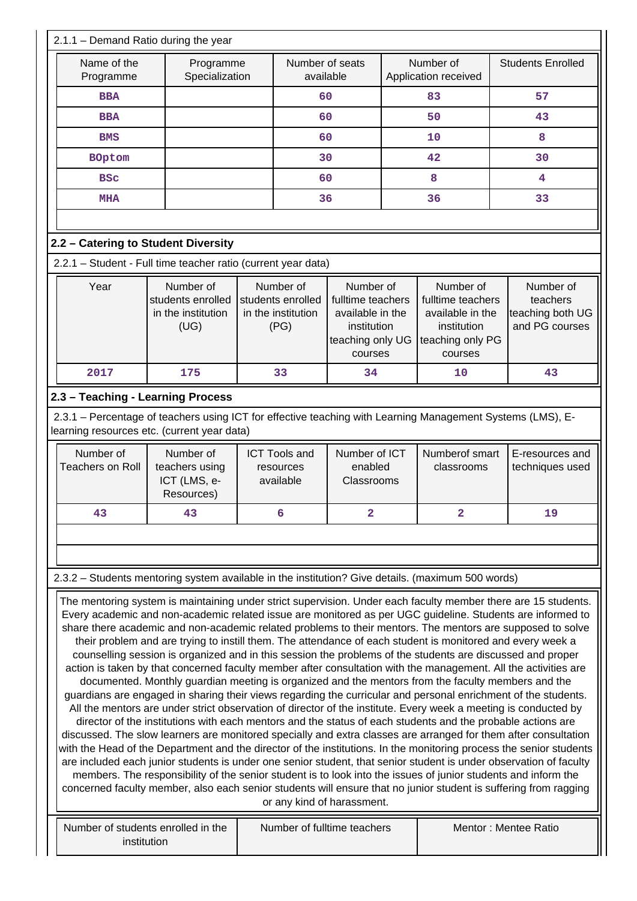2.1.1 – Demand Ratio during the year

| Name of the Programme | Programme Specialization | Number of seats available | Number of Application received | Students Enrolled |
|---|---|---|---|---|
| BBA | | 60 | 83 | 57 |
| BBA | | 60 | 50 | 43 |
| BMS | | 60 | 10 | 8 |
| BOptom | | 30 | 42 | 30 |
| BSc | | 60 | 8 | 4 |
| MHA | | 36 | 36 | 33 |

## 2.2 – Catering to Student Diversity

2.2.1 – Student - Full time teacher ratio (current year data)

| Year | Number of students enrolled in the institution (UG) | Number of students enrolled in the institution (PG) | Number of fulltime teachers available in the institution teaching only UG courses | Number of fulltime teachers available in the institution teaching only PG courses | Number of teachers teaching both UG and PG courses |
|---|---|---|---|---|---|
| 2017 | 175 | 33 | 34 | 10 | 43 |

## 2.3 – Teaching - Learning Process

2.3.1 – Percentage of teachers using ICT for effective teaching with Learning Management Systems (LMS), E-learning resources etc. (current year data)

| Number of Teachers on Roll | Number of teachers using ICT (LMS, e-Resources) | ICT Tools and resources available | Number of ICT enabled Classrooms | Numberof smart classrooms | E-resources and techniques used |
|---|---|---|---|---|---|
| 43 | 43 | 6 | 2 | 2 | 19 |

2.3.2 – Students mentoring system available in the institution? Give details. (maximum 500 words)

The mentoring system is maintaining under strict supervision. Under each faculty member there are 15 students. Every academic and non-academic related issue are monitored as per UGC guideline. Students are informed to share there academic and non-academic related problems to their mentors. The mentors are supposed to solve their problem and are trying to instill them. The attendance of each student is monitored and every week a counselling session is organized and in this session the problems of the students are discussed and proper action is taken by that concerned faculty member after consultation with the management. All the activities are documented. Monthly guardian meeting is organized and the mentors from the faculty members and the guardians are engaged in sharing their views regarding the curricular and personal enrichment of the students. All the mentors are under strict observation of director of the institute. Every week a meeting is conducted by director of the institutions with each mentors and the status of each students and the probable actions are discussed. The slow learners are monitored specially and extra classes are arranged for them after consultation with the Head of the Department and the director of the institutions. In the monitoring process the senior students are included each junior students is under one senior student, that senior student is under observation of faculty members. The responsibility of the senior student is to look into the issues of junior students and inform the concerned faculty member, also each senior students will ensure that no junior student is suffering from ragging or any kind of harassment.

| Number of students enrolled in the institution | Number of fulltime teachers | Mentor : Mentee Ratio |
|---|---|---|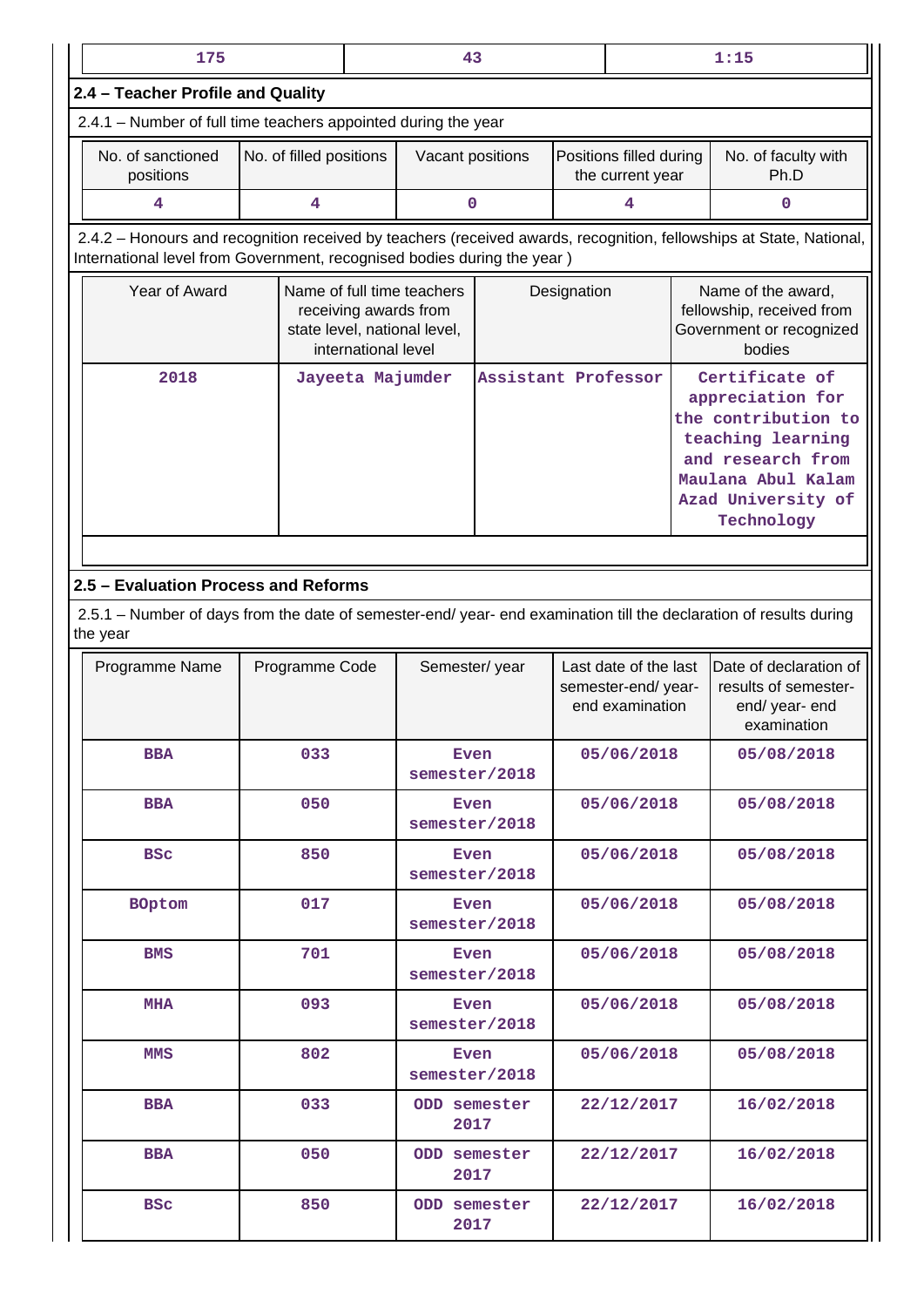| 175 | 43 | 1:15 |
|---|---|---|

## 2.4 – Teacher Profile and Quality

2.4.1 – Number of full time teachers appointed during the year

| No. of sanctioned positions | No. of filled positions | Vacant positions | Positions filled during the current year | No. of faculty with Ph.D |
|---|---|---|---|---|
| 4 | 4 | 0 | 4 | 0 |

2.4.2 – Honours and recognition received by teachers (received awards, recognition, fellowships at State, National, International level from Government, recognised bodies during the year )

| Year of Award | Name of full time teachers receiving awards from state level, national level, international level | Designation | Name of the award, fellowship, received from Government or recognized bodies |
|---|---|---|---|
| 2018 | Jayeeta Majumder | Assistant Professor | Certificate of appreciation for the contribution to teaching learning and research from Maulana Abul Kalam Azad University of Technology |

## 2.5 – Evaluation Process and Reforms

2.5.1 – Number of days from the date of semester-end/ year- end examination till the declaration of results during the year

| Programme Name | Programme Code | Semester/ year | Last date of the last semester-end/ year-end examination | Date of declaration of results of semester-end/ year- end examination |
|---|---|---|---|---|
| BBA | 033 | Even semester/2018 | 05/06/2018 | 05/08/2018 |
| BBA | 050 | Even semester/2018 | 05/06/2018 | 05/08/2018 |
| BSc | 850 | Even semester/2018 | 05/06/2018 | 05/08/2018 |
| BOptom | 017 | Even semester/2018 | 05/06/2018 | 05/08/2018 |
| BMS | 701 | Even semester/2018 | 05/06/2018 | 05/08/2018 |
| MHA | 093 | Even semester/2018 | 05/06/2018 | 05/08/2018 |
| MMS | 802 | Even semester/2018 | 05/06/2018 | 05/08/2018 |
| BBA | 033 | ODD semester 2017 | 22/12/2017 | 16/02/2018 |
| BBA | 050 | ODD semester 2017 | 22/12/2017 | 16/02/2018 |
| BSc | 850 | ODD semester 2017 | 22/12/2017 | 16/02/2018 |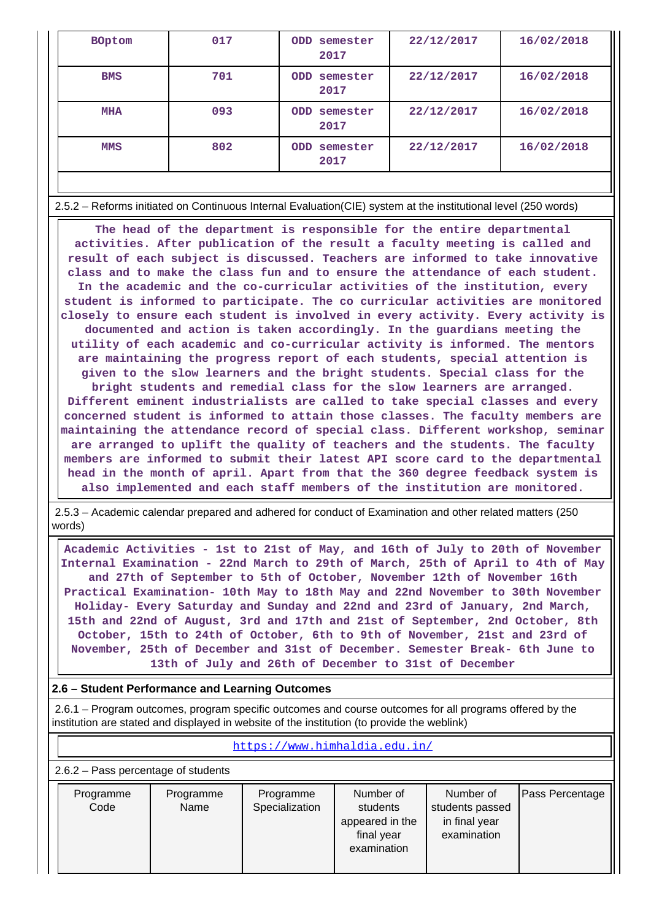| BOptom | 017 | ODD semester 2017 | 22/12/2017 | 16/02/2018 |
|---|---|---|---|---|
| BMS | 701 | ODD semester 2017 | 22/12/2017 | 16/02/2018 |
| MHA | 093 | ODD semester 2017 | 22/12/2017 | 16/02/2018 |
| MMS | 802 | ODD semester 2017 | 22/12/2017 | 16/02/2018 |

2.5.2 – Reforms initiated on Continuous Internal Evaluation(CIE) system at the institutional level (250 words)

The head of the department is responsible for the entire departmental activities. After publication of the result a faculty meeting is called and result of each subject is discussed. Teachers are informed to take innovative class and to make the class fun and to ensure the attendance of each student. In the academic and the co-curricular activities of the institution, every student is informed to participate. The co curricular activities are monitored closely to ensure each student is involved in every activity. Every activity is documented and action is taken accordingly. In the guardians meeting the utility of each academic and co-curricular activity is informed. The mentors are maintaining the progress report of each students, special attention is given to the slow learners and the bright students. Special class for the bright students and remedial class for the slow learners are arranged. Different eminent industrialists are called to take special classes and every concerned student is informed to attain those classes. The faculty members are maintaining the attendance record of special class. Different workshop, seminar are arranged to uplift the quality of teachers and the students. The faculty members are informed to submit their latest API score card to the departmental head in the month of april. Apart from that the 360 degree feedback system is also implemented and each staff members of the institution are monitored.

2.5.3 – Academic calendar prepared and adhered for conduct of Examination and other related matters (250 words)

Academic Activities - 1st to 21st of May, and 16th of July to 20th of November Internal Examination - 22nd March to 29th of March, 25th of April to 4th of May and 27th of September to 5th of October, November 12th of November 16th Practical Examination- 10th May to 18th May and 22nd November to 30th November Holiday- Every Saturday and Sunday and 22nd and 23rd of January, 2nd March, 15th and 22nd of August, 3rd and 17th and 21st of September, 2nd October, 8th October, 15th to 24th of October, 6th to 9th of November, 21st and 23rd of November, 25th of December and 31st of December. Semester Break- 6th June to 13th of July and 26th of December to 31st of December

### 2.6 – Student Performance and Learning Outcomes

2.6.1 – Program outcomes, program specific outcomes and course outcomes for all programs offered by the institution are stated and displayed in website of the institution (to provide the weblink)

https://www.himhaldia.edu.in/

2.6.2 – Pass percentage of students

| Programme Code | Programme Name | Programme Specialization | Number of students appeared in the final year examination | Number of students passed in final year examination | Pass Percentage |
|---|---|---|---|---|---|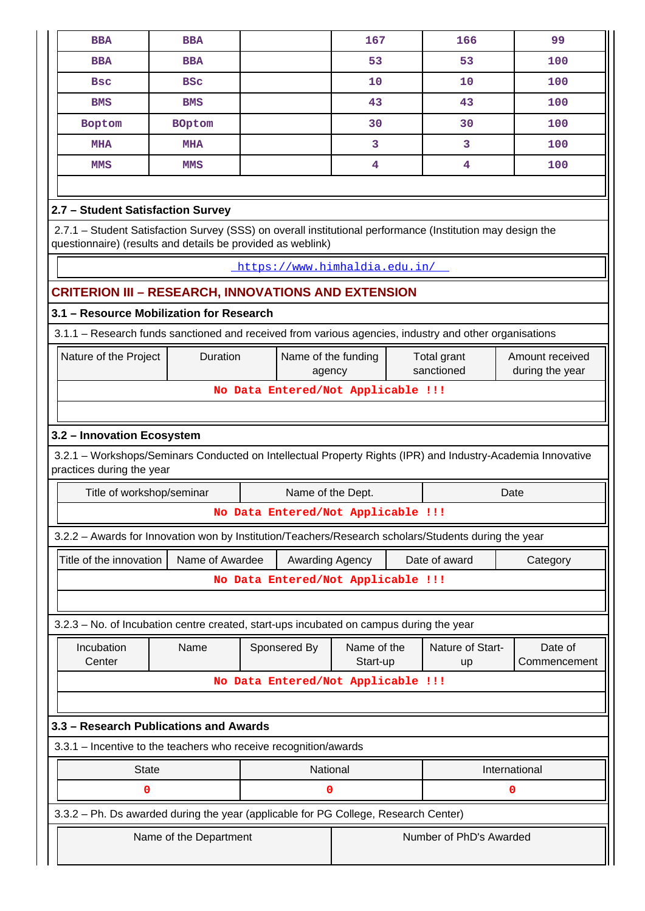| BBA | BBA | | 167 | 166 | 99 |
|---|---|---|---|---|---|
| BBA | BBA | | 53 | 53 | 100 |
| Bsc | BSc | | 10 | 10 | 100 |
| BMS | BMS | | 43 | 43 | 100 |
| Boptom | BOptom | | 30 | 30 | 100 |
| MHA | MHA | | 3 | 3 | 100 |
| MMS | MMS | | 4 | 4 | 100 |

## 2.7 – Student Satisfaction Survey

2.7.1 – Student Satisfaction Survey (SSS) on overall institutional performance (Institution may design the questionnaire) (results and details be provided as weblink)

https://www.himhaldia.edu.in/

# CRITERION III – RESEARCH, INNOVATIONS AND EXTENSION

## 3.1 – Resource Mobilization for Research

3.1.1 – Research funds sanctioned and received from various agencies, industry and other organisations

| Nature of the Project | Duration | Name of the funding agency | Total grant sanctioned | Amount received during the year |
|---|---|---|---|---|
| No Data Entered/Not Applicable !!! | | | | |

## 3.2 – Innovation Ecosystem

3.2.1 – Workshops/Seminars Conducted on Intellectual Property Rights (IPR) and Industry-Academia Innovative practices during the year

| Title of workshop/seminar | Name of the Dept. | Date |
|---|---|---|
| No Data Entered/Not Applicable !!! | | |

3.2.2 – Awards for Innovation won by Institution/Teachers/Research scholars/Students during the year

| Title of the innovation | Name of Awardee | Awarding Agency | Date of award | Category |
|---|---|---|---|---|
| No Data Entered/Not Applicable !!! | | | | |

3.2.3 – No. of Incubation centre created, start-ups incubated on campus during the year

| Incubation Center | Name | Sponsered By | Name of the Start-up | Nature of Start-up | Date of Commencement |
|---|---|---|---|---|---|
| No Data Entered/Not Applicable !!! | | | | | |

## 3.3 – Research Publications and Awards

3.3.1 – Incentive to the teachers who receive recognition/awards

| State | National | International |
|---|---|---|
| 0 | 0 | 0 |

3.3.2 – Ph. Ds awarded during the year (applicable for PG College, Research Center)

| Name of the Department | Number of PhD's Awarded |
|---|---|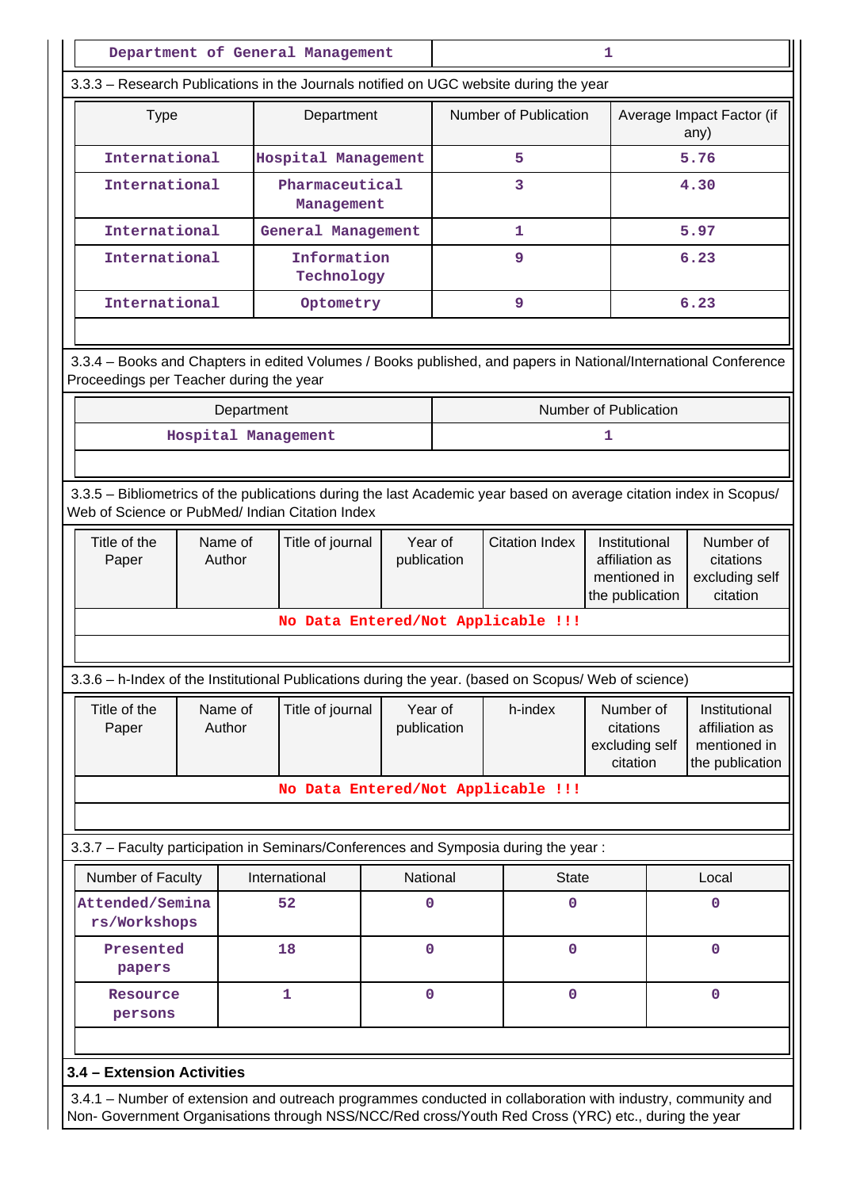| Department of General Management | 1 |
|---|---|

3.3.3 – Research Publications in the Journals notified on UGC website during the year

| Type | Department | Number of Publication | Average Impact Factor (if any) |
|---|---|---|---|
| International | Hospital Management | 5 | 5.76 |
| International | Pharmaceutical Management | 3 | 4.30 |
| International | General Management | 1 | 5.97 |
| International | Information Technology | 9 | 6.23 |
| International | Optometry | 9 | 6.23 |

3.3.4 – Books and Chapters in edited Volumes / Books published, and papers in National/International Conference Proceedings per Teacher during the year

| Department | Number of Publication |
|---|---|
| Hospital Management | 1 |

3.3.5 – Bibliometrics of the publications during the last Academic year based on average citation index in Scopus/ Web of Science or PubMed/ Indian Citation Index

| Title of the Paper | Name of Author | Title of journal | Year of publication | Citation Index | Institutional affiliation as mentioned in the publication | Number of citations excluding self citation |
|---|---|---|---|---|---|---|
| No Data Entered/Not Applicable !!! | | | | | | |

3.3.6 – h-Index of the Institutional Publications during the year. (based on Scopus/ Web of science)

| Title of the Paper | Name of Author | Title of journal | Year of publication | h-index | Number of citations excluding self citation | Institutional affiliation as mentioned in the publication |
|---|---|---|---|---|---|---|
| No Data Entered/Not Applicable !!! | | | | | | |

3.3.7 – Faculty participation in Seminars/Conferences and Symposia during the year :

| Number of Faculty | International | National | State | Local |
|---|---|---|---|---|
| Attended/Seminars/Workshops | 52 | 0 | 0 | 0 |
| Presented papers | 18 | 0 | 0 | 0 |
| Resource persons | 1 | 0 | 0 | 0 |

**3.4 – Extension Activities**

3.4.1 – Number of extension and outreach programmes conducted in collaboration with industry, community and Non- Government Organisations through NSS/NCC/Red cross/Youth Red Cross (YRC) etc., during the year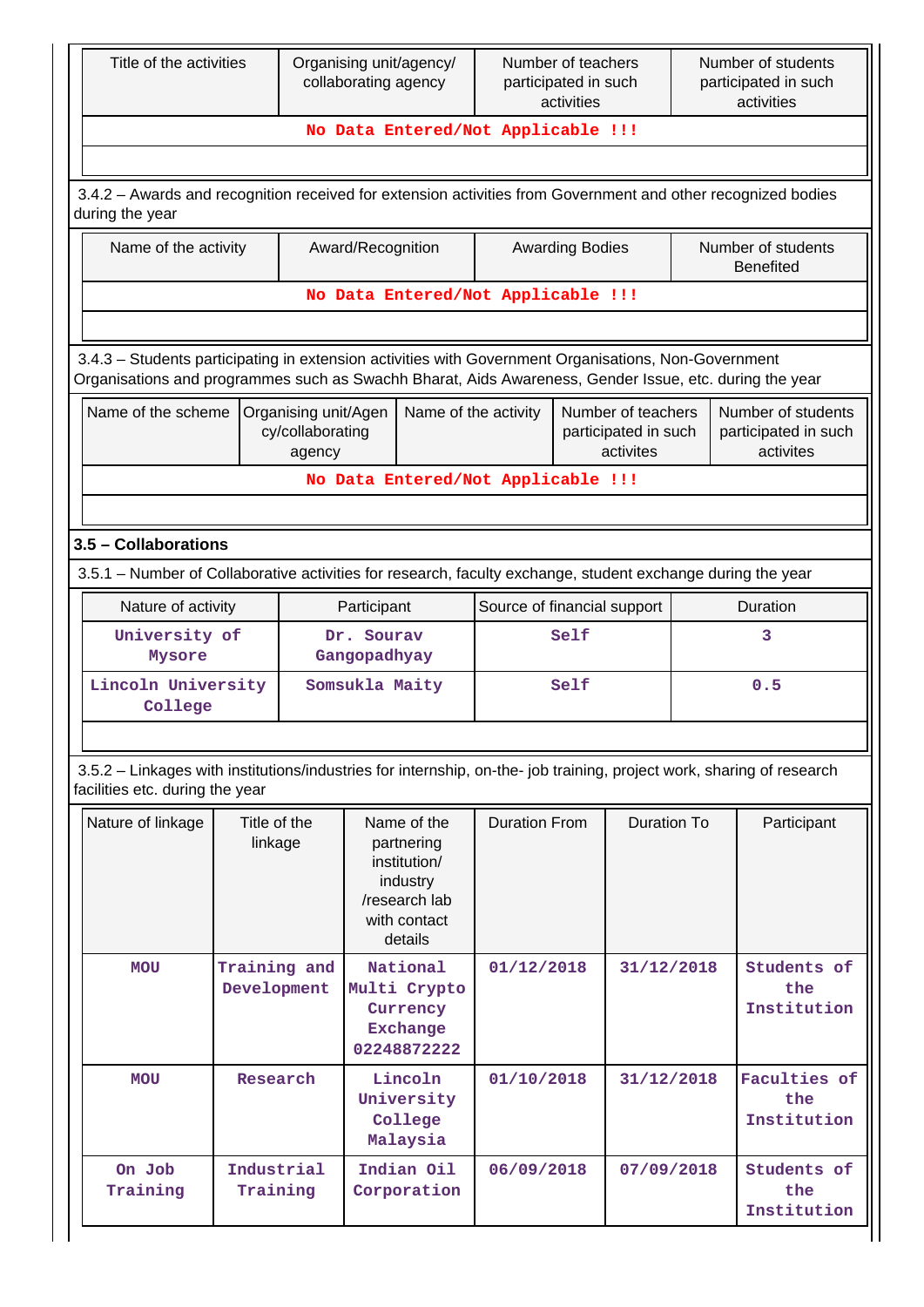| Title of the activities | Organising unit/agency/ collaborating agency | Number of teachers participated in such activities | Number of students participated in such activities |
|---|---|---|---|
| No Data Entered/Not Applicable !!! | | | |

3.4.2 – Awards and recognition received for extension activities from Government and other recognized bodies during the year

| Name of the activity | Award/Recognition | Awarding Bodies | Number of students Benefited |
|---|---|---|---|
| No Data Entered/Not Applicable !!! | | | |

3.4.3 – Students participating in extension activities with Government Organisations, Non-Government Organisations and programmes such as Swachh Bharat, Aids Awareness, Gender Issue, etc. during the year

| Name of the scheme | Organising unit/Agency/collaborating agency | Name of the activity | Number of teachers participated in such activites | Number of students participated in such activites |
|---|---|---|---|---|
| No Data Entered/Not Applicable !!! | | | | |

### 3.5 – Collaborations

3.5.1 – Number of Collaborative activities for research, faculty exchange, student exchange during the year

| Nature of activity | Participant | Source of financial support | Duration |
|---|---|---|---|
| University of Mysore | Dr. Sourav Gangopadhyay | Self | 3 |
| Lincoln University College | Somsukla Maity | Self | 0.5 |

3.5.2 – Linkages with institutions/industries for internship, on-the- job training, project work, sharing of research facilities etc. during the year

| Nature of linkage | Title of the linkage | Name of the partnering institution/ industry /research lab with contact details | Duration From | Duration To | Participant |
|---|---|---|---|---|---|
| MOU | Training and Development | National Multi Crypto Currency Exchange 02248872222 | 01/12/2018 | 31/12/2018 | Students of the Institution |
| MOU | Research | Lincoln University College Malaysia | 01/10/2018 | 31/12/2018 | Faculties of the Institution |
| On Job Training | Industrial Training | Indian Oil Corporation | 06/09/2018 | 07/09/2018 | Students of the Institution |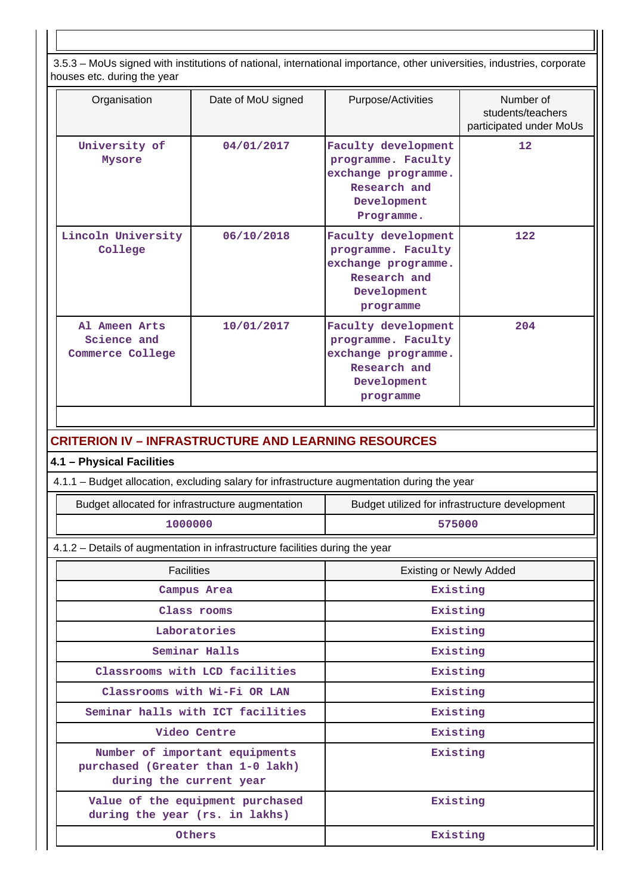3.5.3 – MoUs signed with institutions of national, international importance, other universities, industries, corporate houses etc. during the year

| Organisation | Date of MoU signed | Purpose/Activities | Number of students/teachers participated under MoUs |
|---|---|---|---|
| University of Mysore | 04/01/2017 | Faculty development programme. Faculty exchange programme. Research and Development Programme. | 12 |
| Lincoln University College | 06/10/2018 | Faculty development programme. Faculty exchange programme. Research and Development programme | 122 |
| Al Ameen Arts Science and Commerce College | 10/01/2017 | Faculty development programme. Faculty exchange programme. Research and Development programme | 204 |

## CRITERION IV – INFRASTRUCTURE AND LEARNING RESOURCES

### 4.1 – Physical Facilities

4.1.1 – Budget allocation, excluding salary for infrastructure augmentation during the year

| Budget allocated for infrastructure augmentation | Budget utilized for infrastructure development |
|---|---|
| 1000000 | 575000 |

4.1.2 – Details of augmentation in infrastructure facilities during the year

| Facilities | Existing or Newly Added |
|---|---|
| Campus Area | Existing |
| Class rooms | Existing |
| Laboratories | Existing |
| Seminar Halls | Existing |
| Classrooms with LCD facilities | Existing |
| Classrooms with Wi-Fi OR LAN | Existing |
| Seminar halls with ICT facilities | Existing |
| Video Centre | Existing |
| Number of important equipments purchased (Greater than 1-0 lakh) during the current year | Existing |
| Value of the equipment purchased during the year (rs. in lakhs) | Existing |
| Others | Existing |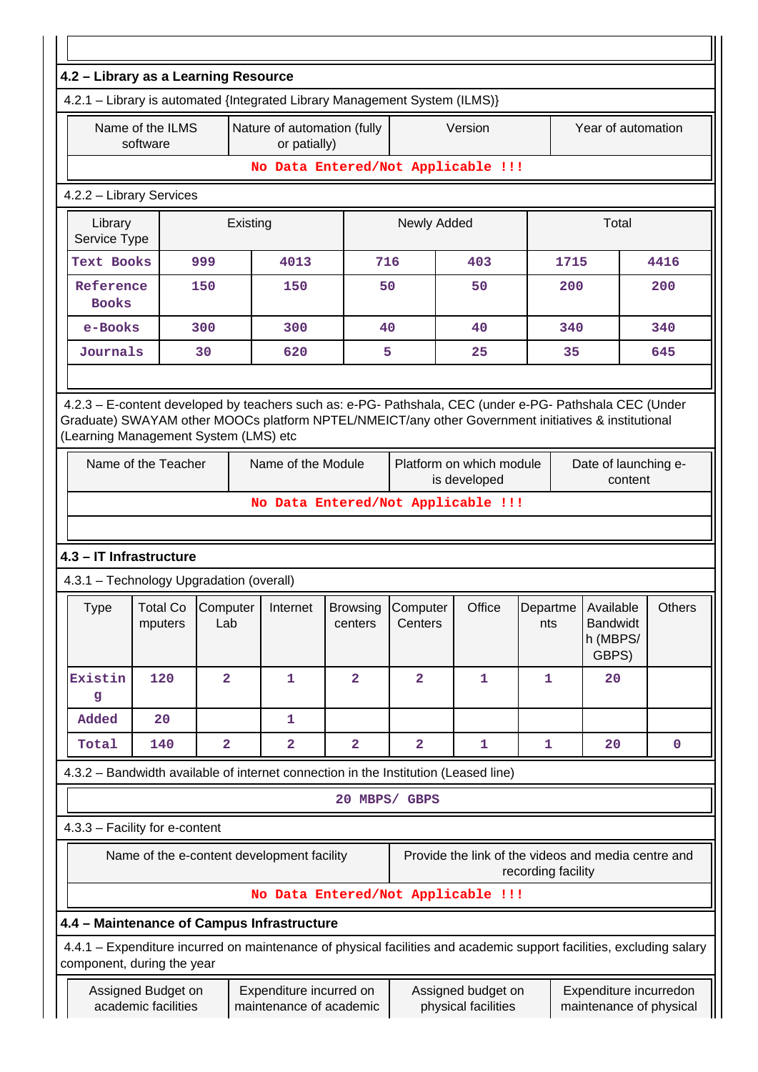**4.2 – Library as a Learning Resource**

4.2.1 – Library is automated {Integrated Library Management System (ILMS)}

| Name of the ILMS software | Nature of automation (fully or patially) | Version | Year of automation |
|---|---|---|---|
| No Data Entered/Not Applicable !!! | | | |

4.2.2 – Library Services

| Library Service Type | Existing | | Newly Added | | Total | |
|---|---|---|---|---|---|---|
| Text Books | 999 | 4013 | 716 | 403 | 1715 | 4416 |
| Reference Books | 150 | 150 | 50 | 50 | 200 | 200 |
| e-Books | 300 | 300 | 40 | 40 | 340 | 340 |
| Journals | 30 | 620 | 5 | 25 | 35 | 645 |

4.2.3 – E-content developed by teachers such as: e-PG- Pathshala, CEC (under e-PG- Pathshala CEC (Under Graduate) SWAYAM other MOOCs platform NPTEL/NMEICT/any other Government initiatives & institutional (Learning Management System (LMS) etc

| Name of the Teacher | Name of the Module | Platform on which module is developed | Date of launching e-content |
|---|---|---|---|
| No Data Entered/Not Applicable !!! | | | |

**4.3 – IT Infrastructure**

4.3.1 – Technology Upgradation (overall)

| Type | Total Computers | Computer Lab | Internet | Browsing centers | Computer Centers | Office | Departments | Available Bandwidth (MBPS/ GBPS) | Others |
|---|---|---|---|---|---|---|---|---|---|
| Existing | 120 | 2 | 1 | 2 | 2 | 1 | 1 | 20 | |
| Added | 20 | | 1 | | | | | | |
| Total | 140 | 2 | 2 | 2 | 2 | 1 | 1 | 20 | 0 |

4.3.2 – Bandwidth available of internet connection in the Institution (Leased line)

20 MBPS/ GBPS

4.3.3 – Facility for e-content

| Name of the e-content development facility | Provide the link of the videos and media centre and recording facility |
|---|---|
| No Data Entered/Not Applicable !!! | |

**4.4 – Maintenance of Campus Infrastructure**

4.4.1 – Expenditure incurred on maintenance of physical facilities and academic support facilities, excluding salary component, during the year

| Assigned Budget on academic facilities | Expenditure incurred on maintenance of academic | Assigned budget on physical facilities | Expenditure incurredon maintenance of physical |
|---|---|---|---|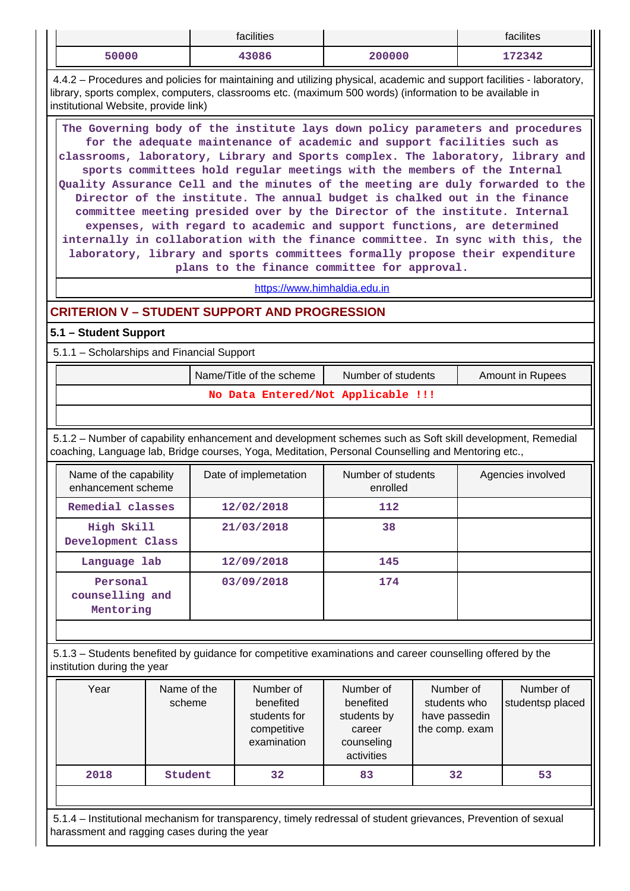| | facilities | | facilites |
|---|---|---|---|
| 50000 | 43086 | 200000 | 172342 |

4.4.2 – Procedures and policies for maintaining and utilizing physical, academic and support facilities - laboratory, library, sports complex, computers, classrooms etc. (maximum 500 words) (information to be available in institutional Website, provide link)

The Governing body of the institute lays down policy parameters and procedures for the adequate maintenance of academic and support facilities such as classrooms, laboratory, Library and Sports complex. The laboratory, library and sports committees hold regular meetings with the members of the Internal Quality Assurance Cell and the minutes of the meeting are duly forwarded to the Director of the institute. The annual budget is chalked out in the finance committee meeting presided over by the Director of the institute. Internal expenses, with regard to academic and support functions, are determined internally in collaboration with the finance committee. In sync with this, the laboratory, library and sports committees formally propose their expenditure plans to the finance committee for approval.

https://www.himhaldia.edu.in

## CRITERION V – STUDENT SUPPORT AND PROGRESSION

### 5.1 – Student Support

5.1.1 – Scholarships and Financial Support

| | Name/Title of the scheme | Number of students | Amount in Rupees |
|---|---|---|---|
| No Data Entered/Not Applicable !!! | | | |

5.1.2 – Number of capability enhancement and development schemes such as Soft skill development, Remedial coaching, Language lab, Bridge courses, Yoga, Meditation, Personal Counselling and Mentoring etc.,

| Name of the capability enhancement scheme | Date of implemetation | Number of students enrolled | Agencies involved |
|---|---|---|---|
| Remedial classes | 12/02/2018 | 112 | |
| High Skill Development Class | 21/03/2018 | 38 | |
| Language lab | 12/09/2018 | 145 | |
| Personal counselling and Mentoring | 03/09/2018 | 174 | |

5.1.3 – Students benefited by guidance for competitive examinations and career counselling offered by the institution during the year

| Year | Name of the scheme | Number of benefited students for competitive examination | Number of benefited students by career counseling activities | Number of students who have passedin the comp. exam | Number of studentsp placed |
|---|---|---|---|---|---|
| 2018 | Student | 32 | 83 | 32 | 53 |

5.1.4 – Institutional mechanism for transparency, timely redressal of student grievances, Prevention of sexual harassment and ragging cases during the year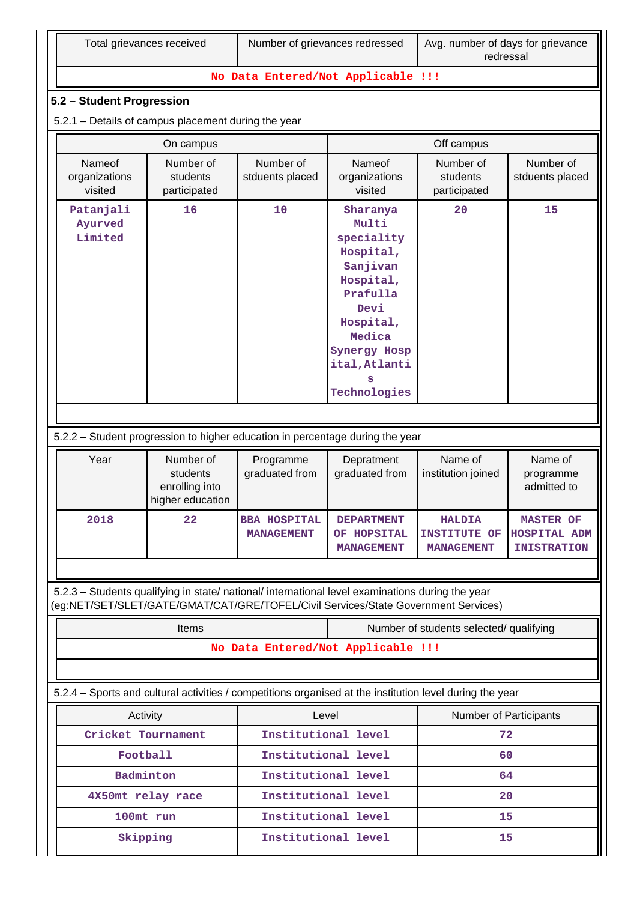| Total grievances received | Number of grievances redressed | Avg. number of days for grievance redressal |
|---|---|---|
| No Data Entered/Not Applicable !!! | | |

## 5.2 – Student Progression

5.2.1 – Details of campus placement during the year

| On campus | | | Off campus | | |
|---|---|---|---|---|---|
| Nameof organizations visited | Number of students participated | Number of stduents placed | Nameof organizations visited | Number of students participated | Number of stduents placed |
| Patanjali Ayurved Limited | 16 | 10 | Sharanya Multi speciality Hospital, Sanjivan Hospital, Prafulla Devi Hospital, Medica Synergy Hospital,Atlantis Technologies | 20 | 15 |

5.2.2 – Student progression to higher education in percentage during the year

| Year | Number of students enrolling into higher education | Programme graduated from | Depratment graduated from | Name of institution joined | Name of programme admitted to |
|---|---|---|---|---|---|
| 2018 | 22 | BBA HOSPITAL MANAGEMENT | DEPARTMENT OF HOPSITAL MANAGEMENT | HALDIA INSTITUTE OF MANAGEMENT | MASTER OF HOSPITAL ADMINISTRATION |

5.2.3 – Students qualifying in state/ national/ international level examinations during the year (eg:NET/SET/SLET/GATE/GMAT/CAT/GRE/TOFEL/Civil Services/State Government Services)

| Items | Number of students selected/ qualifying |
|---|---|
| No Data Entered/Not Applicable !!! | |

5.2.4 – Sports and cultural activities / competitions organised at the institution level during the year

| Activity | Level | Number of Participants |
|---|---|---|
| Cricket Tournament | Institutional level | 72 |
| Football | Institutional level | 60 |
| Badminton | Institutional level | 64 |
| 4X50mt relay race | Institutional level | 20 |
| 100mt run | Institutional level | 15 |
| Skipping | Institutional level | 15 |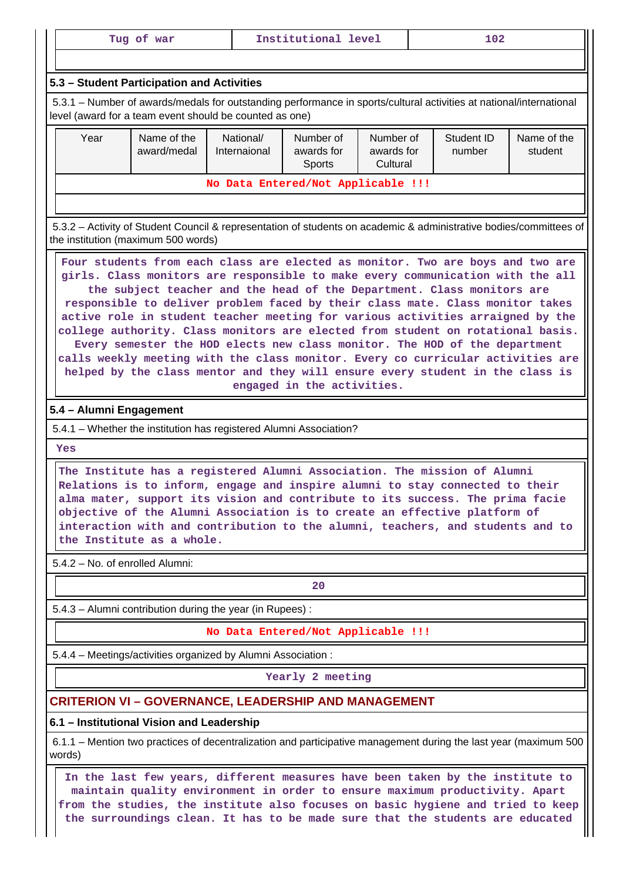| Tug of war | Institutional level | 102 |
|---|---|---|

### 5.3 – Student Participation and Activities

5.3.1 – Number of awards/medals for outstanding performance in sports/cultural activities at national/international level (award for a team event should be counted as one)

| Year | Name of the award/medal | National/ Internaional | Number of awards for Sports | Number of awards for Cultural | Student ID number | Name of the student |
|---|---|---|---|---|---|---|
| No Data Entered/Not Applicable !!! | | | | | | |

5.3.2 – Activity of Student Council & representation of students on academic & administrative bodies/committees of the institution (maximum 500 words)

Four students from each class are elected as monitor. Two are boys and two are girls. Class monitors are responsible to make every communication with the all the subject teacher and the head of the Department. Class monitors are responsible to deliver problem faced by their class mate. Class monitor takes active role in student teacher meeting for various activities arraigned by the college authority. Class monitors are elected from student on rotational basis. Every semester the HOD elects new class monitor. The HOD of the department calls weekly meeting with the class monitor. Every co curricular activities are helped by the class mentor and they will ensure every student in the class is engaged in the activities.

### 5.4 – Alumni Engagement

5.4.1 – Whether the institution has registered Alumni Association?

Yes

The Institute has a registered Alumni Association. The mission of Alumni Relations is to inform, engage and inspire alumni to stay connected to their alma mater, support its vision and contribute to its success. The prima facie objective of the Alumni Association is to create an effective platform of interaction with and contribution to the alumni, teachers, and students and to the Institute as a whole.

5.4.2 – No. of enrolled Alumni:

20

5.4.3 – Alumni contribution during the year (in Rupees) :

No Data Entered/Not Applicable !!!

5.4.4 – Meetings/activities organized by Alumni Association :

Yearly 2 meeting

## CRITERION VI – GOVERNANCE, LEADERSHIP AND MANAGEMENT

### 6.1 – Institutional Vision and Leadership

6.1.1 – Mention two practices of decentralization and participative management during the last year (maximum 500 words)

In the last few years, different measures have been taken by the institute to maintain quality environment in order to ensure maximum productivity. Apart from the studies, the institute also focuses on basic hygiene and tried to keep the surroundings clean. It has to be made sure that the students are educated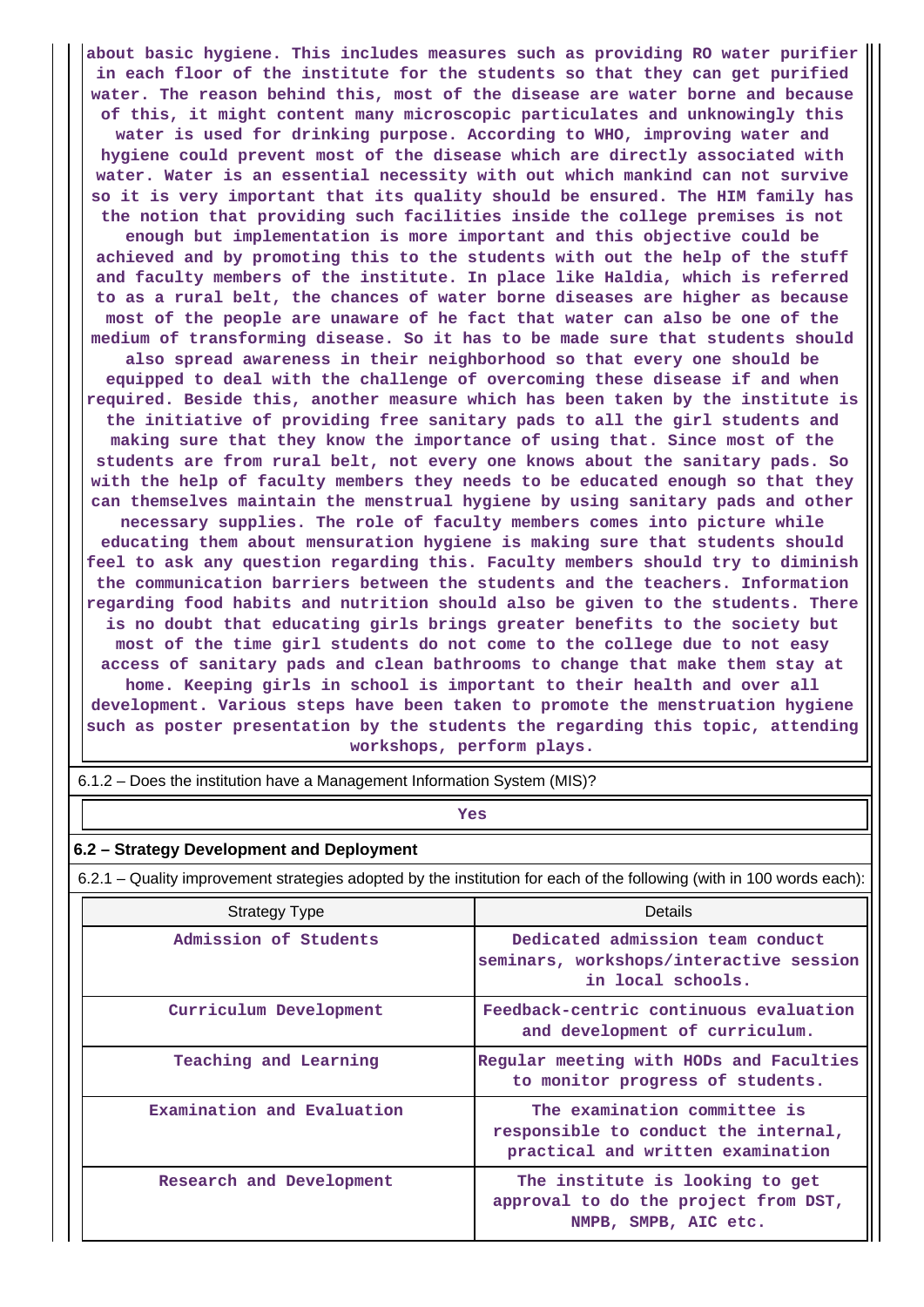about basic hygiene. This includes measures such as providing RO water purifier in each floor of the institute for the students so that they can get purified water. The reason behind this, most of the disease are water borne and because of this, it might content many microscopic particulates and unknowingly this water is used for drinking purpose. According to WHO, improving water and hygiene could prevent most of the disease which are directly associated with water. Water is an essential necessity with out which mankind can not survive so it is very important that its quality should be ensured. The HIM family has the notion that providing such facilities inside the college premises is not enough but implementation is more important and this objective could be achieved and by promoting this to the students with out the help of the stuff and faculty members of the institute. In place like Haldia, which is referred to as a rural belt, the chances of water borne diseases are higher as because most of the people are unaware of he fact that water can also be one of the medium of transforming disease. So it has to be made sure that students should also spread awareness in their neighborhood so that every one should be equipped to deal with the challenge of overcoming these disease if and when required. Beside this, another measure which has been taken by the institute is the initiative of providing free sanitary pads to all the girl students and making sure that they know the importance of using that. Since most of the students are from rural belt, not every one knows about the sanitary pads. So with the help of faculty members they needs to be educated enough so that they can themselves maintain the menstrual hygiene by using sanitary pads and other necessary supplies. The role of faculty members comes into picture while educating them about mensuration hygiene is making sure that students should feel to ask any question regarding this. Faculty members should try to diminish the communication barriers between the students and the teachers. Information regarding food habits and nutrition should also be given to the students. There is no doubt that educating girls brings greater benefits to the society but most of the time girl students do not come to the college due to not easy access of sanitary pads and clean bathrooms to change that make them stay at home. Keeping girls in school is important to their health and over all development. Various steps have been taken to promote the menstruation hygiene such as poster presentation by the students the regarding this topic, attending workshops, perform plays.

6.1.2 – Does the institution have a Management Information System (MIS)?

Yes

### 6.2 – Strategy Development and Deployment

6.2.1 – Quality improvement strategies adopted by the institution for each of the following (with in 100 words each):

| Strategy Type | Details |
|---|---|
| Admission of Students | Dedicated admission team conduct seminars, workshops/interactive session in local schools. |
| Curriculum Development | Feedback-centric continuous evaluation and development of curriculum. |
| Teaching and Learning | Regular meeting with HODs and Faculties to monitor progress of students. |
| Examination and Evaluation | The examination committee is responsible to conduct the internal, practical and written examination |
| Research and Development | The institute is looking to get approval to do the project from DST, NMPB, SMPB, AIC etc. |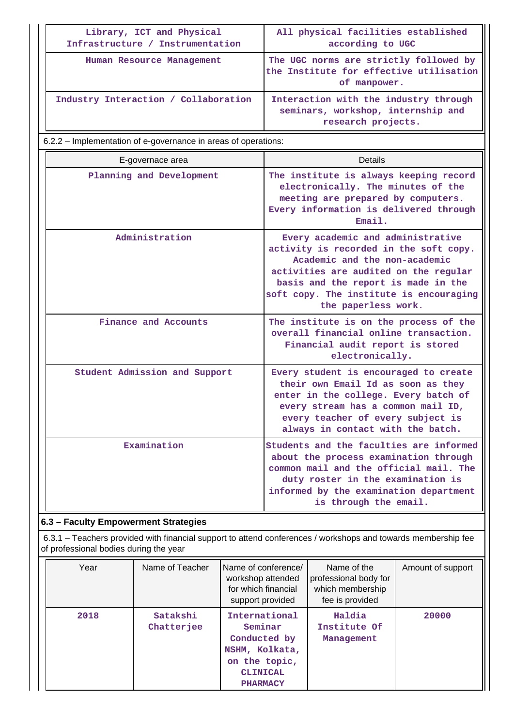| Library, ICT and Physical Infrastructure / Instrumentation | All physical facilities established according to UGC |
|---|---|
| Human Resource Management | The UGC norms are strictly followed by the Institute for effective utilisation of manpower. |
| Industry Interaction / Collaboration | Interaction with the industry through seminars, workshop, internship and research projects. |

6.2.2 – Implementation of e-governance in areas of operations:

| E-governace area | Details |
|---|---|
| Planning and Development | The institute is always keeping record electronically. The minutes of the meeting are prepared by computers. Every information is delivered through Email. |
| Administration | Every academic and administrative activity is recorded in the soft copy. Academic and the non-academic activities are audited on the regular basis and the report is made in the soft copy. The institute is encouraging the paperless work. |
| Finance and Accounts | The institute is on the process of the overall financial online transaction. Financial audit report is stored electronically. |
| Student Admission and Support | Every student is encouraged to create their own Email Id as soon as they enter in the college. Every batch of every stream has a common mail ID, every teacher of every subject is always in contact with the batch. |
| Examination | Students and the faculties are informed about the process examination through common mail and the official mail. The duty roster in the examination is informed by the examination department is through the email. |

### 6.3 – Faculty Empowerment Strategies

6.3.1 – Teachers provided with financial support to attend conferences / workshops and towards membership fee of professional bodies during the year

| Year | Name of Teacher | Name of conference/ workshop attended for which financial support provided | Name of the professional body for which membership fee is provided | Amount of support |
|---|---|---|---|---|
| 2018 | Satakshi Chatterjee | International Seminar Conducted by NSHM, Kolkata, on the topic, CLINICAL PHARMACY | Haldia Institute Of Management | 20000 |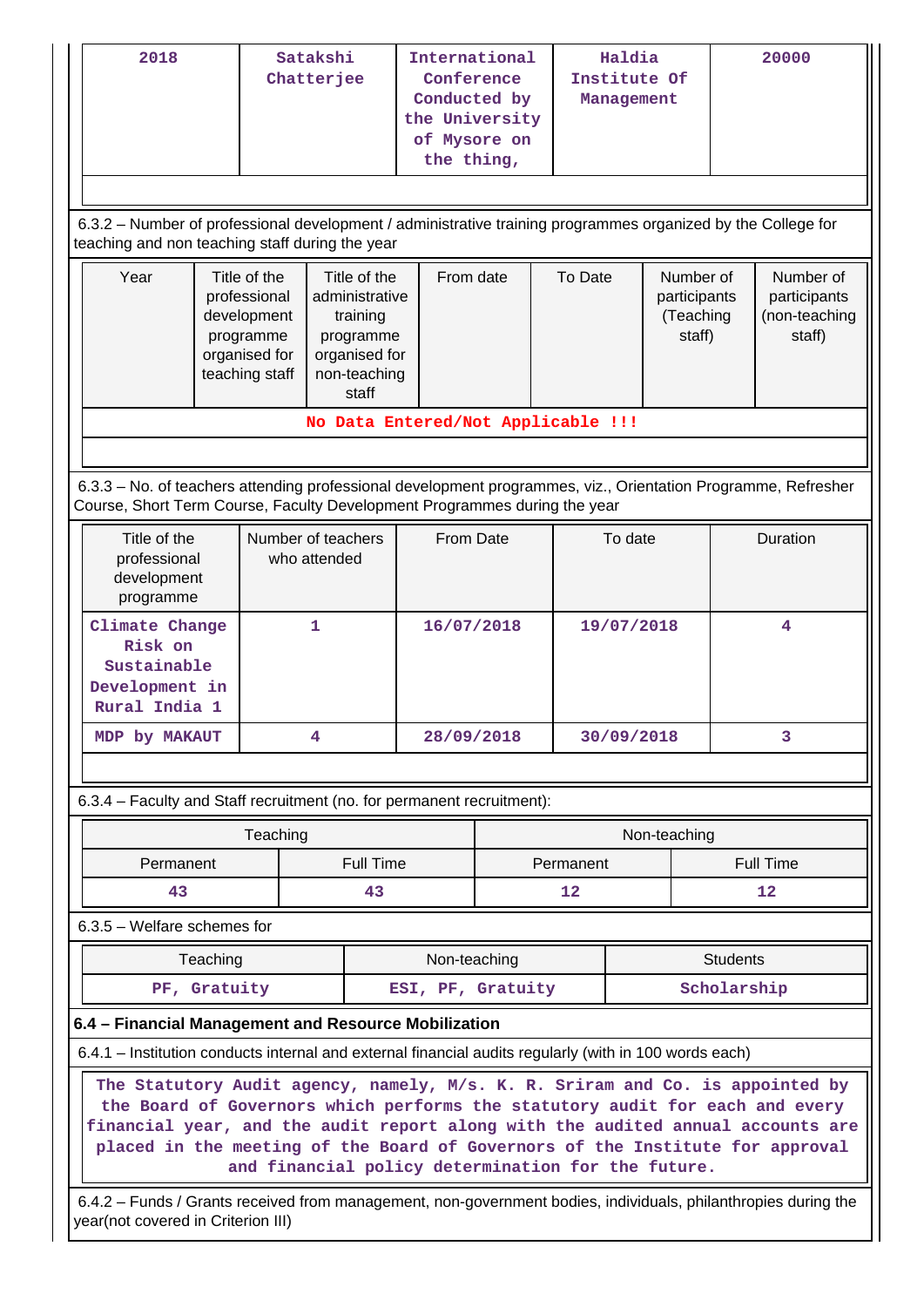| 2018 | Satakshi Chatterjee | International Conference Conducted by the University of Mysore on the thing, | Haldia Institute Of Management | 20000 |
|---|---|---|---|---|

6.3.2 – Number of professional development / administrative training programmes organized by the College for teaching and non teaching staff during the year

| Year | Title of the professional development programme organised for teaching staff | Title of the administrative training programme organised for non-teaching staff | From date | To Date | Number of participants (Teaching staff) | Number of participants (non-teaching staff) |
|---|---|---|---|---|---|---|
| No Data Entered/Not Applicable !!! | | | | | | |

6.3.3 – No. of teachers attending professional development programmes, viz., Orientation Programme, Refresher Course, Short Term Course, Faculty Development Programmes during the year

| Title of the professional development programme | Number of teachers who attended | From Date | To date | Duration |
|---|---|---|---|---|
| Climate Change Risk on Sustainable Development in Rural India 1 | 1 | 16/07/2018 | 19/07/2018 | 4 |
| MDP by MAKAUT | 4 | 28/09/2018 | 30/09/2018 | 3 |

6.3.4 – Faculty and Staff recruitment (no. for permanent recruitment):

| Teaching | | Non-teaching | |
|---|---|---|---|
| Permanent | Full Time | Permanent | Full Time |
| 43 | 43 | 12 | 12 |

6.3.5 – Welfare schemes for

| Teaching | Non-teaching | Students |
|---|---|---|
| PF, Gratuity | ESI, PF, Gratuity | Scholarship |

**6.4 – Financial Management and Resource Mobilization**

6.4.1 – Institution conducts internal and external financial audits regularly (with in 100 words each)

The Statutory Audit agency, namely, M/s. K. R. Sriram and Co. is appointed by the Board of Governors which performs the statutory audit for each and every financial year, and the audit report along with the audited annual accounts are placed in the meeting of the Board of Governors of the Institute for approval and financial policy determination for the future.

6.4.2 – Funds / Grants received from management, non-government bodies, individuals, philanthropies during the year(not covered in Criterion III)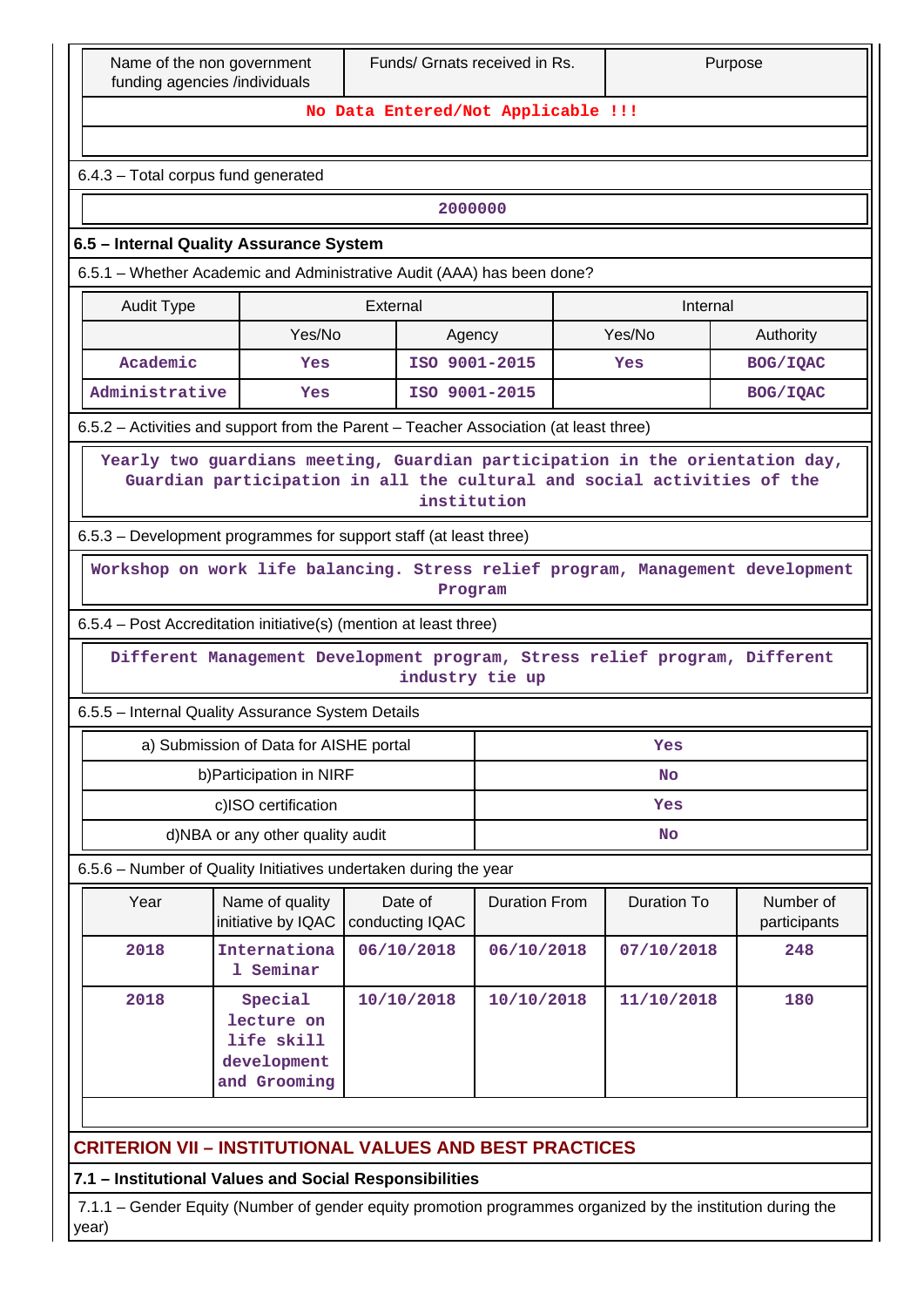| Name of the non government funding agencies /individuals | Funds/ Grnats received in Rs. | Purpose |
|---|---|---|
| No Data Entered/Not Applicable !!! | | |

6.4.3 – Total corpus fund generated

| 2000000 |
|---|

### 6.5 – Internal Quality Assurance System

6.5.1 – Whether Academic and Administrative Audit (AAA) has been done?

| Audit Type | External | | Internal | |
|---|---|---|---|---|
| | Yes/No | Agency | Yes/No | Authority |
| Academic | Yes | ISO 9001-2015 | Yes | BOG/IQAC |
| Administrative | Yes | ISO 9001-2015 | | BOG/IQAC |

6.5.2 – Activities and support from the Parent – Teacher Association (at least three)

Yearly two guardians meeting, Guardian participation in the orientation day, Guardian participation in all the cultural and social activities of the institution

6.5.3 – Development programmes for support staff (at least three)

Workshop on work life balancing. Stress relief program, Management development Program

6.5.4 – Post Accreditation initiative(s) (mention at least three)

Different Management Development program, Stress relief program, Different industry tie up

6.5.5 – Internal Quality Assurance System Details

| | |
|---|---|
| a) Submission of Data for AISHE portal | Yes |
| b)Participation in NIRF | No |
| c)ISO certification | Yes |
| d)NBA or any other quality audit | No |

6.5.6 – Number of Quality Initiatives undertaken during the year

| Year | Name of quality initiative by IQAC | Date of conducting IQAC | Duration From | Duration To | Number of participants |
|---|---|---|---|---|---|
| 2018 | International Seminar | 06/10/2018 | 06/10/2018 | 07/10/2018 | 248 |
| 2018 | Special lecture on life skill development and Grooming | 10/10/2018 | 10/10/2018 | 11/10/2018 | 180 |

## CRITERION VII – INSTITUTIONAL VALUES AND BEST PRACTICES

### 7.1 – Institutional Values and Social Responsibilities

7.1.1 – Gender Equity (Number of gender equity promotion programmes organized by the institution during the year)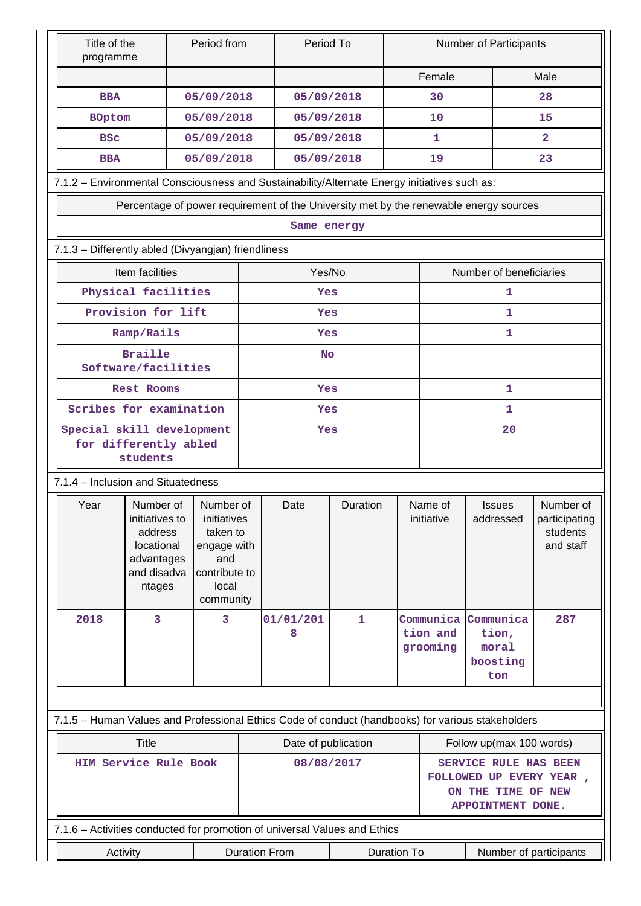| Title of the programme | Period from | Period To | Number of Participants | |
|---|---|---|---|---|
| | | | Female | Male |
| BBA | 05/09/2018 | 05/09/2018 | 30 | 28 |
| BOptom | 05/09/2018 | 05/09/2018 | 10 | 15 |
| BSc | 05/09/2018 | 05/09/2018 | 1 | 2 |
| BBA | 05/09/2018 | 05/09/2018 | 19 | 23 |

7.1.2 – Environmental Consciousness and Sustainability/Alternate Energy initiatives such as:

| Percentage of power requirement of the University met by the renewable energy sources |
|---|
| Same energy |

7.1.3 – Differently abled (Divyangjan) friendliness

| Item facilities | Yes/No | Number of beneficiaries |
|---|---|---|
| Physical facilities | Yes | 1 |
| Provision for lift | Yes | 1 |
| Ramp/Rails | Yes | 1 |
| Braille Software/facilities | No | |
| Rest Rooms | Yes | 1 |
| Scribes for examination | Yes | 1 |
| Special skill development for differently abled students | Yes | 20 |

7.1.4 – Inclusion and Situatedness

| Year | Number of initiatives to address locational advantages and disadvantages | Number of initiatives taken to engage with and contribute to local community | Date | Duration | Name of initiative | Issues addressed | Number of participating students and staff |
|---|---|---|---|---|---|---|---|
| 2018 | 3 | 3 | 01/01/2018 | 1 | Communication and grooming | Communication, moral boosting ton | 287 |

7.1.5 – Human Values and Professional Ethics Code of conduct (handbooks) for various stakeholders

| Title | Date of publication | Follow up(max 100 words) |
|---|---|---|
| HIM Service Rule Book | 08/08/2017 | SERVICE RULE HAS BEEN FOLLOWED UP EVERY YEAR , ON THE TIME OF NEW APPOINTMENT DONE. |

7.1.6 – Activities conducted for promotion of universal Values and Ethics

| Activity | Duration From | Duration To | Number of participants |
|---|---|---|---|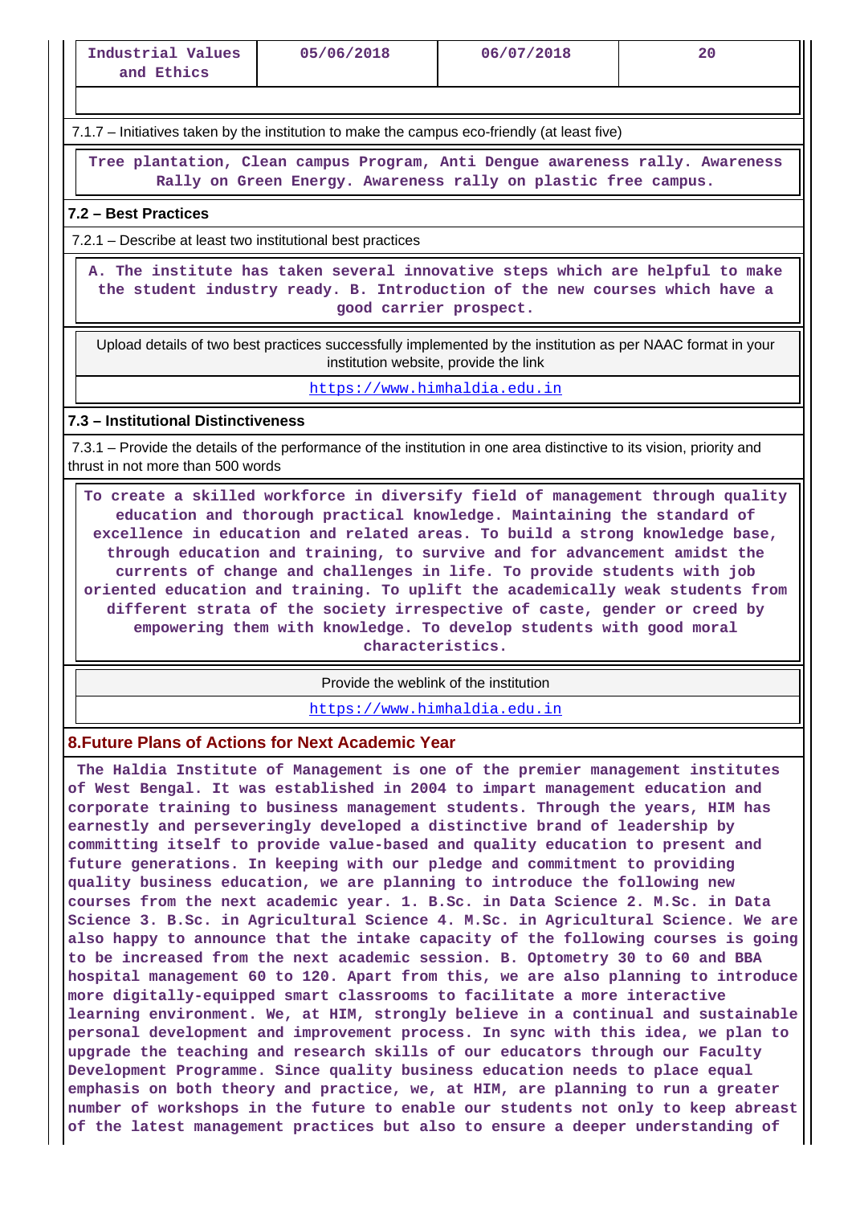| | | | |
|---|---|---|---|
| Industrial Values and Ethics | 05/06/2018 | 06/07/2018 | 20 |

7.1.7 – Initiatives taken by the institution to make the campus eco-friendly (at least five)

Tree plantation, Clean campus Program, Anti Dengue awareness rally. Awareness Rally on Green Energy. Awareness rally on plastic free campus.

**7.2 – Best Practices**

7.2.1 – Describe at least two institutional best practices

A. The institute has taken several innovative steps which are helpful to make the student industry ready. B. Introduction of the new courses which have a good carrier prospect.

Upload details of two best practices successfully implemented by the institution as per NAAC format in your institution website, provide the link

https://www.himhaldia.edu.in

**7.3 – Institutional Distinctiveness**

7.3.1 – Provide the details of the performance of the institution in one area distinctive to its vision, priority and thrust in not more than 500 words

To create a skilled workforce in diversify field of management through quality education and thorough practical knowledge. Maintaining the standard of excellence in education and related areas. To build a strong knowledge base, through education and training, to survive and for advancement amidst the currents of change and challenges in life. To provide students with job oriented education and training. To uplift the academically weak students from different strata of the society irrespective of caste, gender or creed by empowering them with knowledge. To develop students with good moral characteristics.

Provide the weblink of the institution

https://www.himhaldia.edu.in

## 8.Future Plans of Actions for Next Academic Year

The Haldia Institute of Management is one of the premier management institutes of West Bengal. It was established in 2004 to impart management education and corporate training to business management students. Through the years, HIM has earnestly and perseveringly developed a distinctive brand of leadership by committing itself to provide value-based and quality education to present and future generations. In keeping with our pledge and commitment to providing quality business education, we are planning to introduce the following new courses from the next academic year. 1. B.Sc. in Data Science 2. M.Sc. in Data Science 3. B.Sc. in Agricultural Science 4. M.Sc. in Agricultural Science. We are also happy to announce that the intake capacity of the following courses is going to be increased from the next academic session. B. Optometry 30 to 60 and BBA hospital management 60 to 120. Apart from this, we are also planning to introduce more digitally-equipped smart classrooms to facilitate a more interactive learning environment. We, at HIM, strongly believe in a continual and sustainable personal development and improvement process. In sync with this idea, we plan to upgrade the teaching and research skills of our educators through our Faculty Development Programme. Since quality business education needs to place equal emphasis on both theory and practice, we, at HIM, are planning to run a greater number of workshops in the future to enable our students not only to keep abreast of the latest management practices but also to ensure a deeper understanding of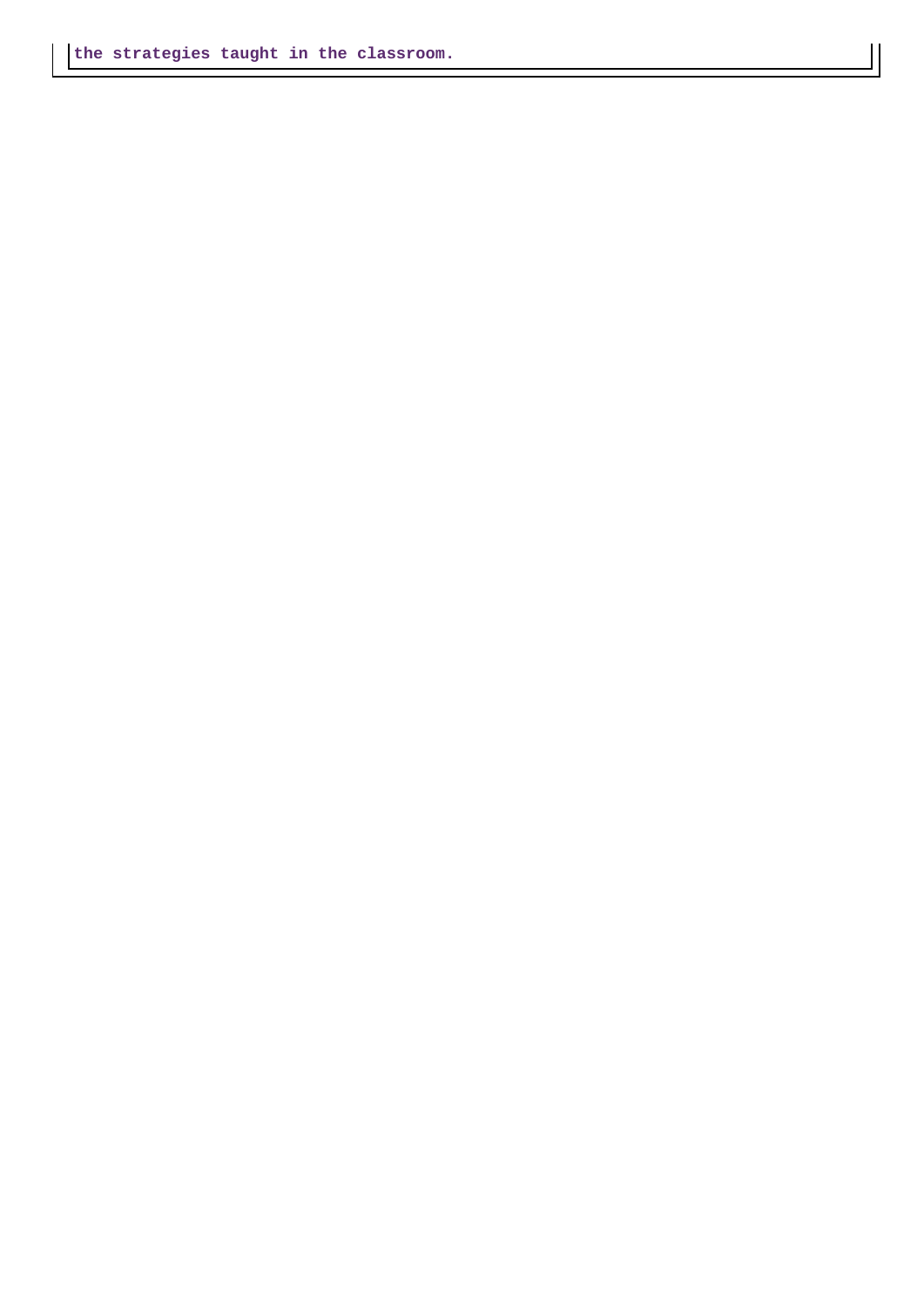**the strategies taught in the classroom.**